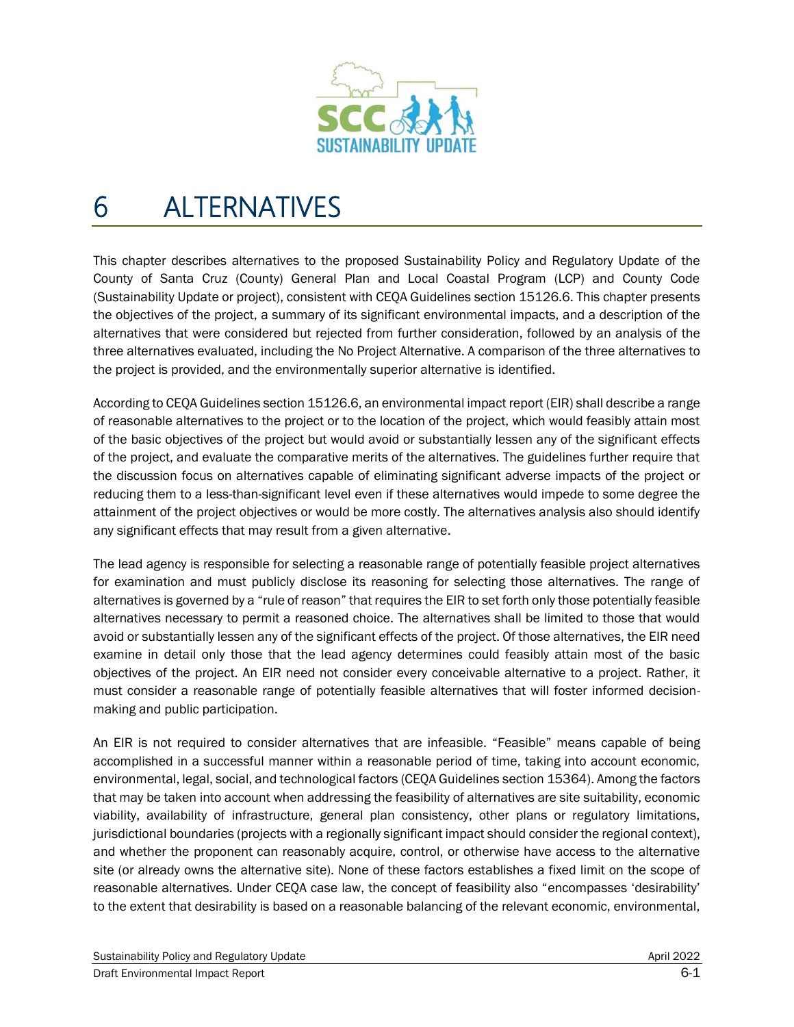# 6 ALTERNATIVES

This chapter describes alternatives to the proposed Sustainability Policy and Regulatory Update of the County of Santa Cruz (County) General Plan and Local Coastal Program (LCP) and County Code (Sustainability Update or project), consistent with CEQA Guidelines section 15126.6. This chapter presents the objectives of the project, a summary of its significant environmental impacts, and a description of the alternatives that were considered but rejected from further consideration, followed by an analysis of the three alternatives evaluated, including the No Project Alternative. A comparison of the three alternatives to the project is provided, and the environmentally superior alternative is identified.

According to CEQA Guidelines section 15126.6, an environmental impact report (EIR) shall describe a range of reasonable alternatives to the project or to the location of the project, which would feasibly attain most of the basic objectives of the project but would avoid or substantially lessen any of the significant effects of the project, and evaluate the comparative merits of the alternatives. The guidelines further require that the discussion focus on alternatives capable of eliminating significant adverse impacts of the project or reducing them to a less-than-significant level even if these alternatives would impede to some degree the attainment of the project objectives or would be more costly. The alternatives analysis also should identify any significant effects that may result from a given alternative.

The lead agency is responsible for selecting a reasonable range of potentially feasible project alternatives for examination and must publicly disclose its reasoning for selecting those alternatives. The range of alternatives is governed by a "rule of reason" that requires the EIR to set forth only those potentially feasible alternatives necessary to permit a reasoned choice. The alternatives shall be limited to those that would avoid or substantially lessen any of the significant effects of the project. Of those alternatives, the EIR need examine in detail only those that the lead agency determines could feasibly attain most of the basic objectives of the project. An EIR need not consider every conceivable alternative to a project. Rather, it must consider a reasonable range of potentially feasible alternatives that will foster informed decision-making and public participation.

An EIR is not required to consider alternatives that are infeasible. "Feasible" means capable of being accomplished in a successful manner within a reasonable period of time, taking into account economic, environmental, legal, social, and technological factors (CEQA Guidelines section 15364). Among the factors that may be taken into account when addressing the feasibility of alternatives are site suitability, economic viability, availability of infrastructure, general plan consistency, other plans or regulatory limitations, jurisdictional boundaries (projects with a regionally significant impact should consider the regional context), and whether the proponent can reasonably acquire, control, or otherwise have access to the alternative site (or already owns the alternative site). None of these factors establishes a fixed limit on the scope of reasonable alternatives. Under CEQA case law, the concept of feasibility also "encompasses 'desirability' to the extent that desirability is based on a reasonable balancing of the relevant economic, environmental,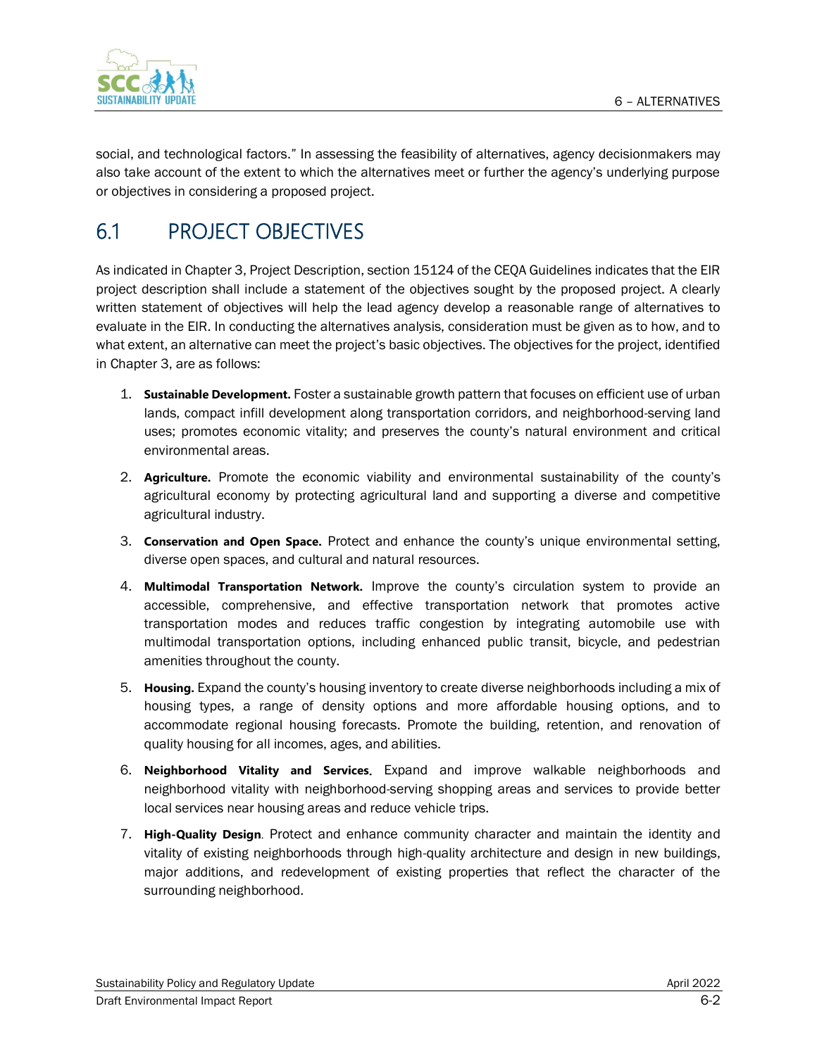social, and technological factors." In assessing the feasibility of alternatives, agency decisionmakers may also take account of the extent to which the alternatives meet or further the agency's underlying purpose or objectives in considering a proposed project.

## 6.1 PROJECT OBJECTIVES

As indicated in Chapter 3, Project Description, section 15124 of the CEQA Guidelines indicates that the EIR project description shall include a statement of the objectives sought by the proposed project. A clearly written statement of objectives will help the lead agency develop a reasonable range of alternatives to evaluate in the EIR. In conducting the alternatives analysis, consideration must be given as to how, and to what extent, an alternative can meet the project's basic objectives. The objectives for the project, identified in Chapter 3, are as follows:

1. **Sustainable Development.** Foster a sustainable growth pattern that focuses on efficient use of urban lands, compact infill development along transportation corridors, and neighborhood-serving land uses; promotes economic vitality; and preserves the county's natural environment and critical environmental areas.
2. **Agriculture.** Promote the economic viability and environmental sustainability of the county's agricultural economy by protecting agricultural land and supporting a diverse and competitive agricultural industry.
3. **Conservation and Open Space.** Protect and enhance the county's unique environmental setting, diverse open spaces, and cultural and natural resources.
4. **Multimodal Transportation Network.** Improve the county's circulation system to provide an accessible, comprehensive, and effective transportation network that promotes active transportation modes and reduces traffic congestion by integrating automobile use with multimodal transportation options, including enhanced public transit, bicycle, and pedestrian amenities throughout the county.
5. **Housing.** Expand the county's housing inventory to create diverse neighborhoods including a mix of housing types, a range of density options and more affordable housing options, and to accommodate regional housing forecasts. Promote the building, retention, and renovation of quality housing for all incomes, ages, and abilities.
6. **Neighborhood Vitality and Services**. Expand and improve walkable neighborhoods and neighborhood vitality with neighborhood-serving shopping areas and services to provide better local services near housing areas and reduce vehicle trips.
7. **High-Quality Design**. Protect and enhance community character and maintain the identity and vitality of existing neighborhoods through high-quality architecture and design in new buildings, major additions, and redevelopment of existing properties that reflect the character of the surrounding neighborhood.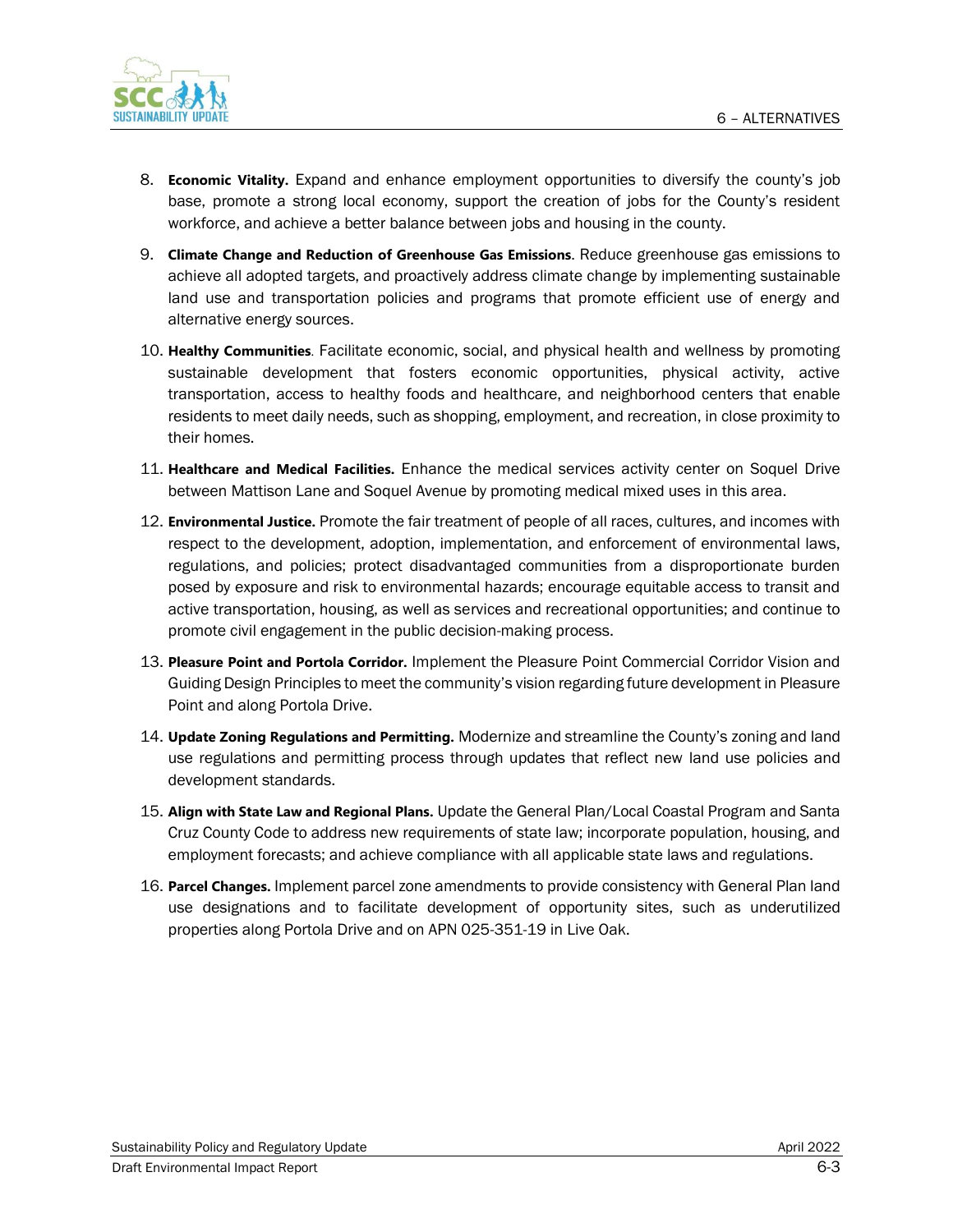8. **Economic Vitality.** Expand and enhance employment opportunities to diversify the county's job base, promote a strong local economy, support the creation of jobs for the County's resident workforce, and achieve a better balance between jobs and housing in the county.
9. **Climate Change and Reduction of Greenhouse Gas Emissions**. Reduce greenhouse gas emissions to achieve all adopted targets, and proactively address climate change by implementing sustainable land use and transportation policies and programs that promote efficient use of energy and alternative energy sources.
10. **Healthy Communities**. Facilitate economic, social, and physical health and wellness by promoting sustainable development that fosters economic opportunities, physical activity, active transportation, access to healthy foods and healthcare, and neighborhood centers that enable residents to meet daily needs, such as shopping, employment, and recreation, in close proximity to their homes.
11. **Healthcare and Medical Facilities.** Enhance the medical services activity center on Soquel Drive between Mattison Lane and Soquel Avenue by promoting medical mixed uses in this area.
12. **Environmental Justice.** Promote the fair treatment of people of all races, cultures, and incomes with respect to the development, adoption, implementation, and enforcement of environmental laws, regulations, and policies; protect disadvantaged communities from a disproportionate burden posed by exposure and risk to environmental hazards; encourage equitable access to transit and active transportation, housing, as well as services and recreational opportunities; and continue to promote civil engagement in the public decision-making process.
13. **Pleasure Point and Portola Corridor.** Implement the Pleasure Point Commercial Corridor Vision and Guiding Design Principles to meet the community's vision regarding future development in Pleasure Point and along Portola Drive.
14. **Update Zoning Regulations and Permitting.** Modernize and streamline the County's zoning and land use regulations and permitting process through updates that reflect new land use policies and development standards.
15. **Align with State Law and Regional Plans.** Update the General Plan/Local Coastal Program and Santa Cruz County Code to address new requirements of state law; incorporate population, housing, and employment forecasts; and achieve compliance with all applicable state laws and regulations.
16. **Parcel Changes.** Implement parcel zone amendments to provide consistency with General Plan land use designations and to facilitate development of opportunity sites, such as underutilized properties along Portola Drive and on APN 025-351-19 in Live Oak.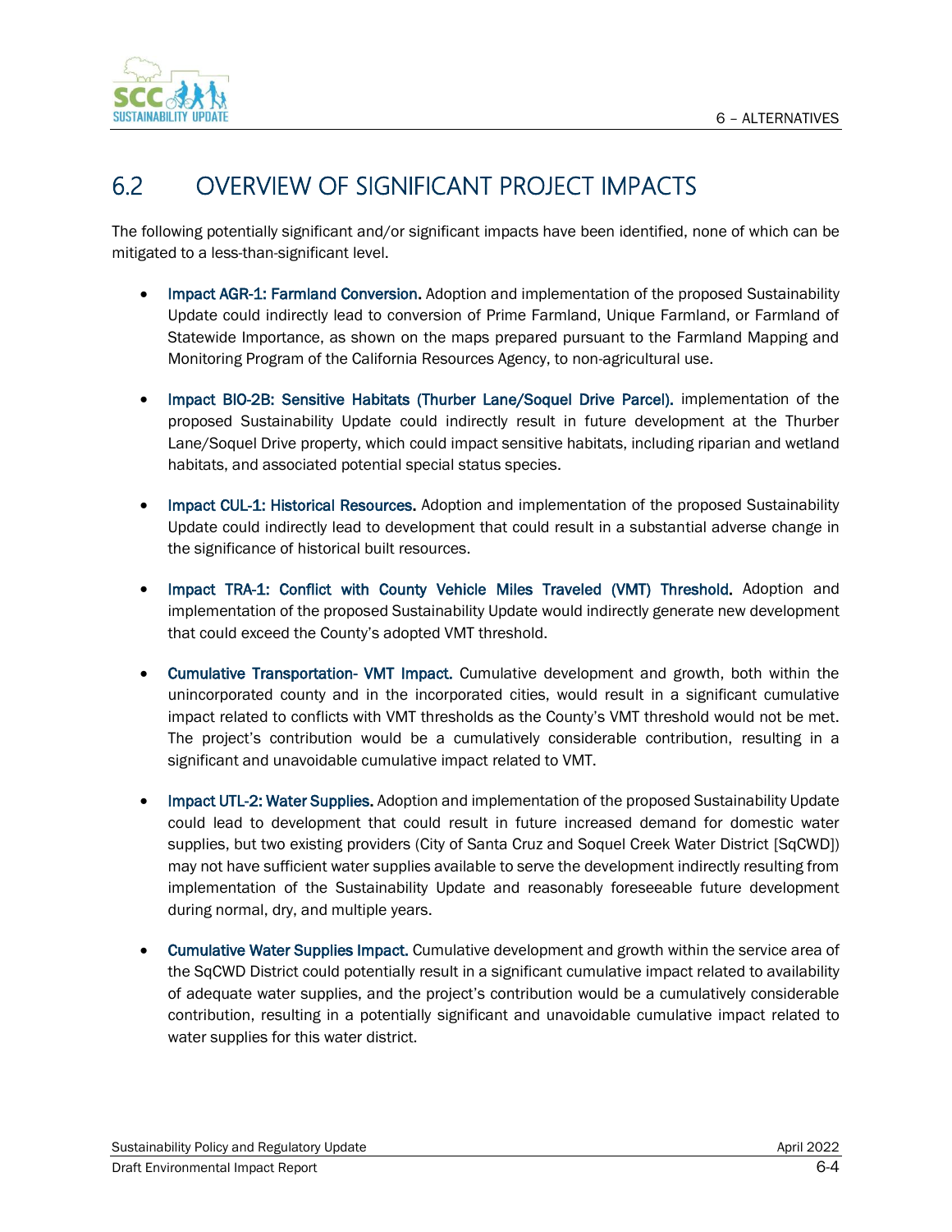## 6.2 OVERVIEW OF SIGNIFICANT PROJECT IMPACTS

The following potentially significant and/or significant impacts have been identified, none of which can be mitigated to a less-than-significant level.

- **Impact AGR-1: Farmland Conversion.** Adoption and implementation of the proposed Sustainability Update could indirectly lead to conversion of Prime Farmland, Unique Farmland, or Farmland of Statewide Importance, as shown on the maps prepared pursuant to the Farmland Mapping and Monitoring Program of the California Resources Agency, to non-agricultural use.

- **Impact BIO-2B: Sensitive Habitats (Thurber Lane/Soquel Drive Parcel).** implementation of the proposed Sustainability Update could indirectly result in future development at the Thurber Lane/Soquel Drive property, which could impact sensitive habitats, including riparian and wetland habitats, and associated potential special status species.

- **Impact CUL-1: Historical Resources.** Adoption and implementation of the proposed Sustainability Update could indirectly lead to development that could result in a substantial adverse change in the significance of historical built resources.

- **Impact TRA-1: Conflict with County Vehicle Miles Traveled (VMT) Threshold.** Adoption and implementation of the proposed Sustainability Update would indirectly generate new development that could exceed the County's adopted VMT threshold.

- **Cumulative Transportation- VMT Impact.** Cumulative development and growth, both within the unincorporated county and in the incorporated cities, would result in a significant cumulative impact related to conflicts with VMT thresholds as the County's VMT threshold would not be met. The project's contribution would be a cumulatively considerable contribution, resulting in a significant and unavoidable cumulative impact related to VMT.

- **Impact UTL-2: Water Supplies.** Adoption and implementation of the proposed Sustainability Update could lead to development that could result in future increased demand for domestic water supplies, but two existing providers (City of Santa Cruz and Soquel Creek Water District [SqCWD]) may not have sufficient water supplies available to serve the development indirectly resulting from implementation of the Sustainability Update and reasonably foreseeable future development during normal, dry, and multiple years.

- **Cumulative Water Supplies Impact.** Cumulative development and growth within the service area of the SqCWD District could potentially result in a significant cumulative impact related to availability of adequate water supplies, and the project's contribution would be a cumulatively considerable contribution, resulting in a potentially significant and unavoidable cumulative impact related to water supplies for this water district.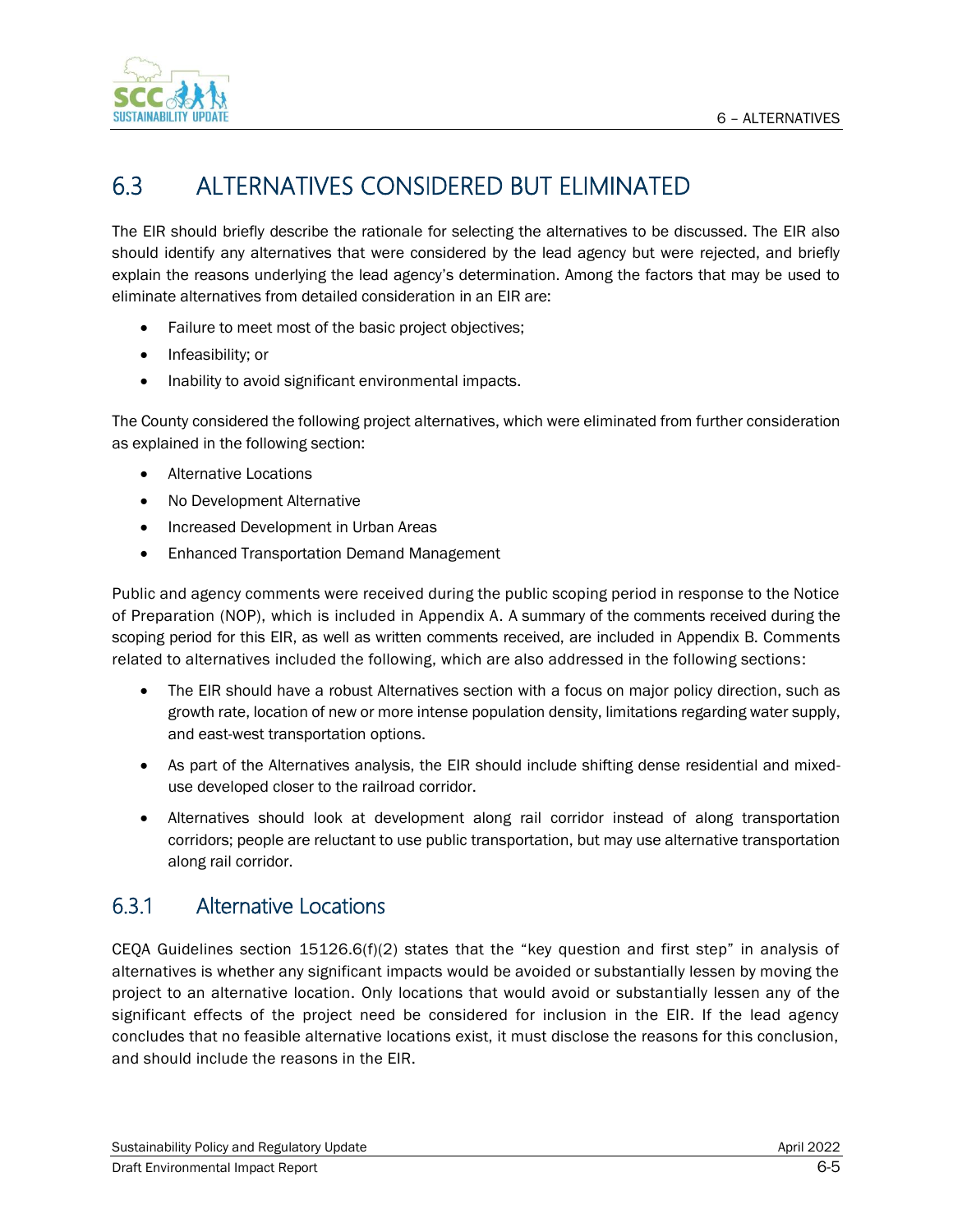## 6.3 ALTERNATIVES CONSIDERED BUT ELIMINATED

The EIR should briefly describe the rationale for selecting the alternatives to be discussed. The EIR also should identify any alternatives that were considered by the lead agency but were rejected, and briefly explain the reasons underlying the lead agency's determination. Among the factors that may be used to eliminate alternatives from detailed consideration in an EIR are:

- Failure to meet most of the basic project objectives;
- Infeasibility; or
- Inability to avoid significant environmental impacts.

The County considered the following project alternatives, which were eliminated from further consideration as explained in the following section:

- Alternative Locations
- No Development Alternative
- Increased Development in Urban Areas
- Enhanced Transportation Demand Management

Public and agency comments were received during the public scoping period in response to the Notice of Preparation (NOP), which is included in Appendix A. A summary of the comments received during the scoping period for this EIR, as well as written comments received, are included in Appendix B. Comments related to alternatives included the following, which are also addressed in the following sections:

- The EIR should have a robust Alternatives section with a focus on major policy direction, such as growth rate, location of new or more intense population density, limitations regarding water supply, and east-west transportation options.
- As part of the Alternatives analysis, the EIR should include shifting dense residential and mixed-use developed closer to the railroad corridor.
- Alternatives should look at development along rail corridor instead of along transportation corridors; people are reluctant to use public transportation, but may use alternative transportation along rail corridor.

### 6.3.1 Alternative Locations

CEQA Guidelines section 15126.6(f)(2) states that the "key question and first step" in analysis of alternatives is whether any significant impacts would be avoided or substantially lessen by moving the project to an alternative location. Only locations that would avoid or substantially lessen any of the significant effects of the project need be considered for inclusion in the EIR. If the lead agency concludes that no feasible alternative locations exist, it must disclose the reasons for this conclusion, and should include the reasons in the EIR.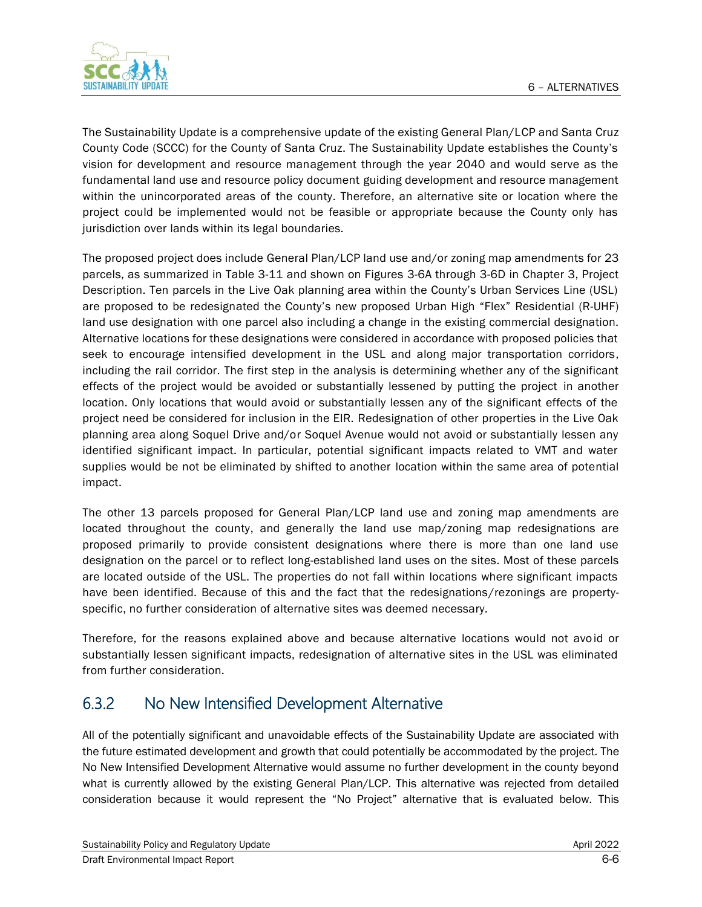The Sustainability Update is a comprehensive update of the existing General Plan/LCP and Santa Cruz County Code (SCCC) for the County of Santa Cruz. The Sustainability Update establishes the County's vision for development and resource management through the year 2040 and would serve as the fundamental land use and resource policy document guiding development and resource management within the unincorporated areas of the county. Therefore, an alternative site or location where the project could be implemented would not be feasible or appropriate because the County only has jurisdiction over lands within its legal boundaries.

The proposed project does include General Plan/LCP land use and/or zoning map amendments for 23 parcels, as summarized in Table 3-11 and shown on Figures 3-6A through 3-6D in Chapter 3, Project Description. Ten parcels in the Live Oak planning area within the County's Urban Services Line (USL) are proposed to be redesignated the County's new proposed Urban High "Flex" Residential (R-UHF) land use designation with one parcel also including a change in the existing commercial designation. Alternative locations for these designations were considered in accordance with proposed policies that seek to encourage intensified development in the USL and along major transportation corridors, including the rail corridor. The first step in the analysis is determining whether any of the significant effects of the project would be avoided or substantially lessened by putting the project in another location. Only locations that would avoid or substantially lessen any of the significant effects of the project need be considered for inclusion in the EIR. Redesignation of other properties in the Live Oak planning area along Soquel Drive and/or Soquel Avenue would not avoid or substantially lessen any identified significant impact. In particular, potential significant impacts related to VMT and water supplies would be not be eliminated by shifted to another location within the same area of potential impact.

The other 13 parcels proposed for General Plan/LCP land use and zoning map amendments are located throughout the county, and generally the land use map/zoning map redesignations are proposed primarily to provide consistent designations where there is more than one land use designation on the parcel or to reflect long-established land uses on the sites. Most of these parcels are located outside of the USL. The properties do not fall within locations where significant impacts have been identified. Because of this and the fact that the redesignations/rezonings are property-specific, no further consideration of alternative sites was deemed necessary.

Therefore, for the reasons explained above and because alternative locations would not avoid or substantially lessen significant impacts, redesignation of alternative sites in the USL was eliminated from further consideration.

### 6.3.2 No New Intensified Development Alternative

All of the potentially significant and unavoidable effects of the Sustainability Update are associated with the future estimated development and growth that could potentially be accommodated by the project. The No New Intensified Development Alternative would assume no further development in the county beyond what is currently allowed by the existing General Plan/LCP. This alternative was rejected from detailed consideration because it would represent the "No Project" alternative that is evaluated below. This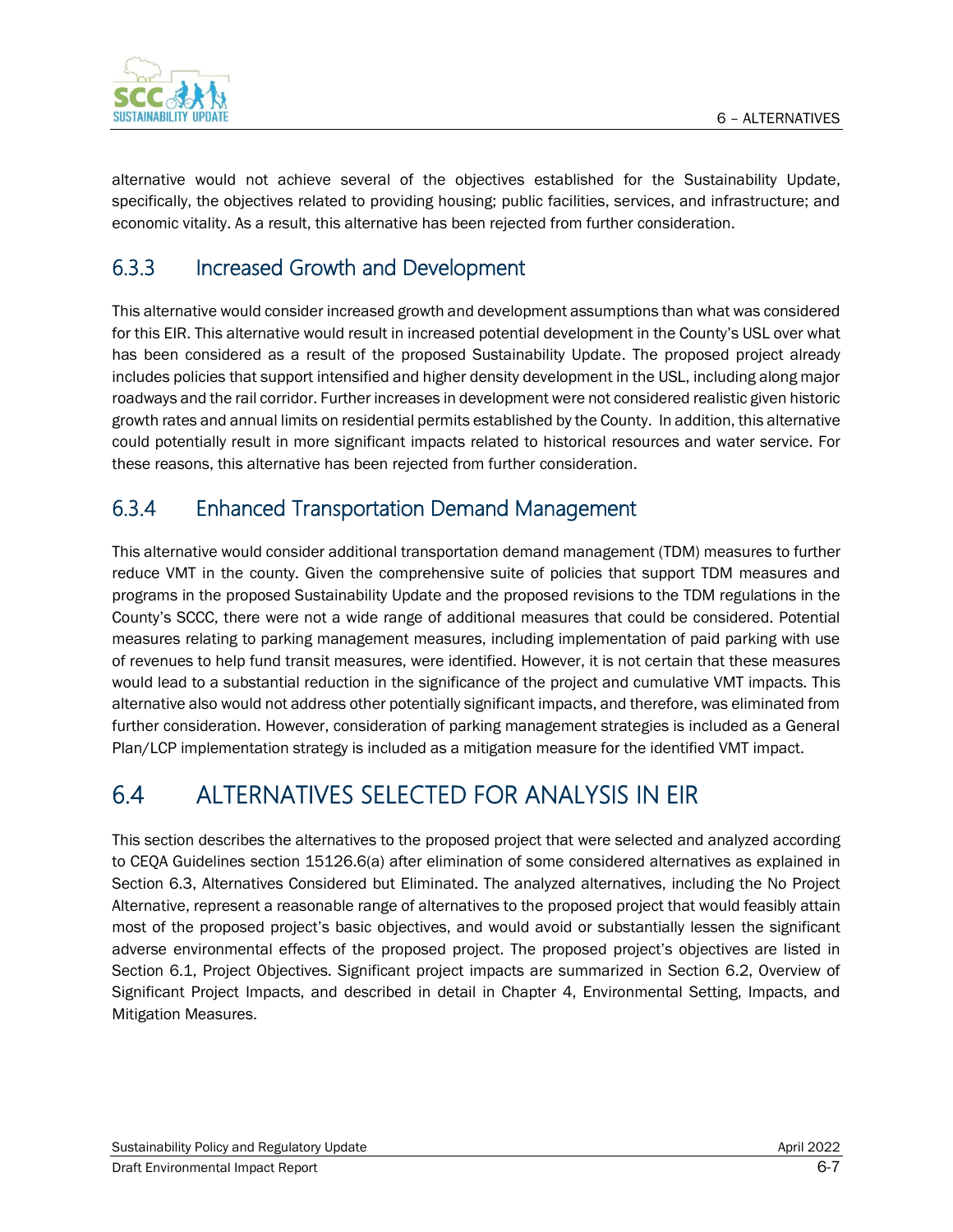alternative would not achieve several of the objectives established for the Sustainability Update, specifically, the objectives related to providing housing; public facilities, services, and infrastructure; and economic vitality. As a result, this alternative has been rejected from further consideration.

### 6.3.3 Increased Growth and Development

This alternative would consider increased growth and development assumptions than what was considered for this EIR. This alternative would result in increased potential development in the County's USL over what has been considered as a result of the proposed Sustainability Update. The proposed project already includes policies that support intensified and higher density development in the USL, including along major roadways and the rail corridor. Further increases in development were not considered realistic given historic growth rates and annual limits on residential permits established by the County. In addition, this alternative could potentially result in more significant impacts related to historical resources and water service. For these reasons, this alternative has been rejected from further consideration.

### 6.3.4 Enhanced Transportation Demand Management

This alternative would consider additional transportation demand management (TDM) measures to further reduce VMT in the county. Given the comprehensive suite of policies that support TDM measures and programs in the proposed Sustainability Update and the proposed revisions to the TDM regulations in the County's SCCC, there were not a wide range of additional measures that could be considered. Potential measures relating to parking management measures, including implementation of paid parking with use of revenues to help fund transit measures, were identified. However, it is not certain that these measures would lead to a substantial reduction in the significance of the project and cumulative VMT impacts. This alternative also would not address other potentially significant impacts, and therefore, was eliminated from further consideration. However, consideration of parking management strategies is included as a General Plan/LCP implementation strategy is included as a mitigation measure for the identified VMT impact.

## 6.4 ALTERNATIVES SELECTED FOR ANALYSIS IN EIR

This section describes the alternatives to the proposed project that were selected and analyzed according to CEQA Guidelines section 15126.6(a) after elimination of some considered alternatives as explained in Section 6.3, Alternatives Considered but Eliminated. The analyzed alternatives, including the No Project Alternative, represent a reasonable range of alternatives to the proposed project that would feasibly attain most of the proposed project's basic objectives, and would avoid or substantially lessen the significant adverse environmental effects of the proposed project. The proposed project's objectives are listed in Section 6.1, Project Objectives. Significant project impacts are summarized in Section 6.2, Overview of Significant Project Impacts, and described in detail in Chapter 4, Environmental Setting, Impacts, and Mitigation Measures.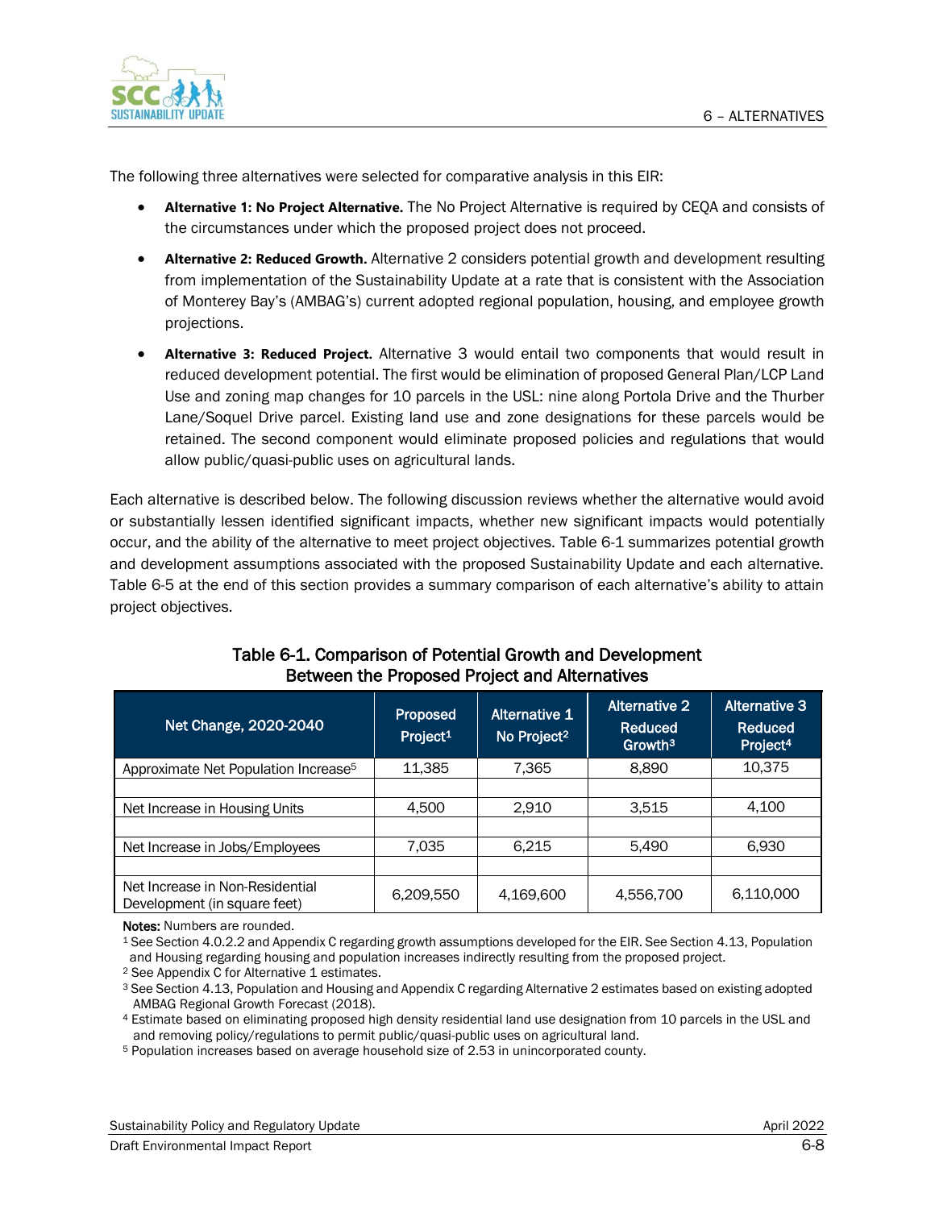The following three alternatives were selected for comparative analysis in this EIR:

- **Alternative 1: No Project Alternative.** The No Project Alternative is required by CEQA and consists of the circumstances under which the proposed project does not proceed.
- **Alternative 2: Reduced Growth.** Alternative 2 considers potential growth and development resulting from implementation of the Sustainability Update at a rate that is consistent with the Association of Monterey Bay's (AMBAG's) current adopted regional population, housing, and employee growth projections.
- **Alternative 3: Reduced Project.** Alternative 3 would entail two components that would result in reduced development potential. The first would be elimination of proposed General Plan/LCP Land Use and zoning map changes for 10 parcels in the USL: nine along Portola Drive and the Thurber Lane/Soquel Drive parcel. Existing land use and zone designations for these parcels would be retained. The second component would eliminate proposed policies and regulations that would allow public/quasi-public uses on agricultural lands.

Each alternative is described below. The following discussion reviews whether the alternative would avoid or substantially lessen identified significant impacts, whether new significant impacts would potentially occur, and the ability of the alternative to meet project objectives. Table 6-1 summarizes potential growth and development assumptions associated with the proposed Sustainability Update and each alternative. Table 6-5 at the end of this section provides a summary comparison of each alternative's ability to attain project objectives.

**Table 6-1. Comparison of Potential Growth and Development Between the Proposed Project and Alternatives**

| Net Change, 2020-2040 | Proposed Project[1] | Alternative 1 No Project[2] | Alternative 2 Reduced Growth[3] | Alternative 3 Reduced Project[4] |
|---|---|---|---|---|
| Approximate Net Population Increase[5] | 11,385 | 7,365 | 8,890 | 10,375 |
| Net Increase in Housing Units | 4,500 | 2,910 | 3,515 | 4,100 |
| Net Increase in Jobs/Employees | 7,035 | 6,215 | 5,490 | 6,930 |
| Net Increase in Non-Residential Development (in square feet) | 6,209,550 | 4,169,600 | 4,556,700 | 6,110,000 |

**Notes:** Numbers are rounded.

[1] See Section 4.0.2.2 and Appendix C regarding growth assumptions developed for the EIR. See Section 4.13, Population and Housing regarding housing and population increases indirectly resulting from the proposed project.

[2] See Appendix C for Alternative 1 estimates.

[3] See Section 4.13, Population and Housing and Appendix C regarding Alternative 2 estimates based on existing adopted AMBAG Regional Growth Forecast (2018).

[4] Estimate based on eliminating proposed high density residential land use designation from 10 parcels in the USL and and removing policy/regulations to permit public/quasi-public uses on agricultural land.

[5] Population increases based on average household size of 2.53 in unincorporated county.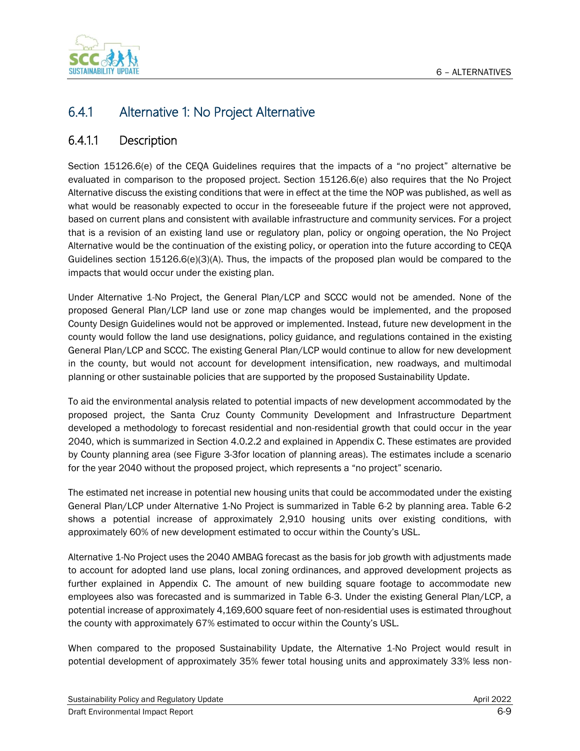## 6.4.1 Alternative 1: No Project Alternative

### 6.4.1.1 Description

Section 15126.6(e) of the CEQA Guidelines requires that the impacts of a "no project" alternative be evaluated in comparison to the proposed project. Section 15126.6(e) also requires that the No Project Alternative discuss the existing conditions that were in effect at the time the NOP was published, as well as what would be reasonably expected to occur in the foreseeable future if the project were not approved, based on current plans and consistent with available infrastructure and community services. For a project that is a revision of an existing land use or regulatory plan, policy or ongoing operation, the No Project Alternative would be the continuation of the existing policy, or operation into the future according to CEQA Guidelines section 15126.6(e)(3)(A). Thus, the impacts of the proposed plan would be compared to the impacts that would occur under the existing plan.

Under Alternative 1-No Project, the General Plan/LCP and SCCC would not be amended. None of the proposed General Plan/LCP land use or zone map changes would be implemented, and the proposed County Design Guidelines would not be approved or implemented. Instead, future new development in the county would follow the land use designations, policy guidance, and regulations contained in the existing General Plan/LCP and SCCC. The existing General Plan/LCP would continue to allow for new development in the county, but would not account for development intensification, new roadways, and multimodal planning or other sustainable policies that are supported by the proposed Sustainability Update.

To aid the environmental analysis related to potential impacts of new development accommodated by the proposed project, the Santa Cruz County Community Development and Infrastructure Department developed a methodology to forecast residential and non-residential growth that could occur in the year 2040, which is summarized in Section 4.0.2.2 and explained in Appendix C. These estimates are provided by County planning area (see Figure 3-3for location of planning areas). The estimates include a scenario for the year 2040 without the proposed project, which represents a "no project" scenario.

The estimated net increase in potential new housing units that could be accommodated under the existing General Plan/LCP under Alternative 1-No Project is summarized in Table 6-2 by planning area. Table 6-2 shows a potential increase of approximately 2,910 housing units over existing conditions, with approximately 60% of new development estimated to occur within the County's USL.

Alternative 1-No Project uses the 2040 AMBAG forecast as the basis for job growth with adjustments made to account for adopted land use plans, local zoning ordinances, and approved development projects as further explained in Appendix C. The amount of new building square footage to accommodate new employees also was forecasted and is summarized in Table 6-3. Under the existing General Plan/LCP, a potential increase of approximately 4,169,600 square feet of non-residential uses is estimated throughout the county with approximately 67% estimated to occur within the County's USL.

When compared to the proposed Sustainability Update, the Alternative 1-No Project would result in potential development of approximately 35% fewer total housing units and approximately 33% less non-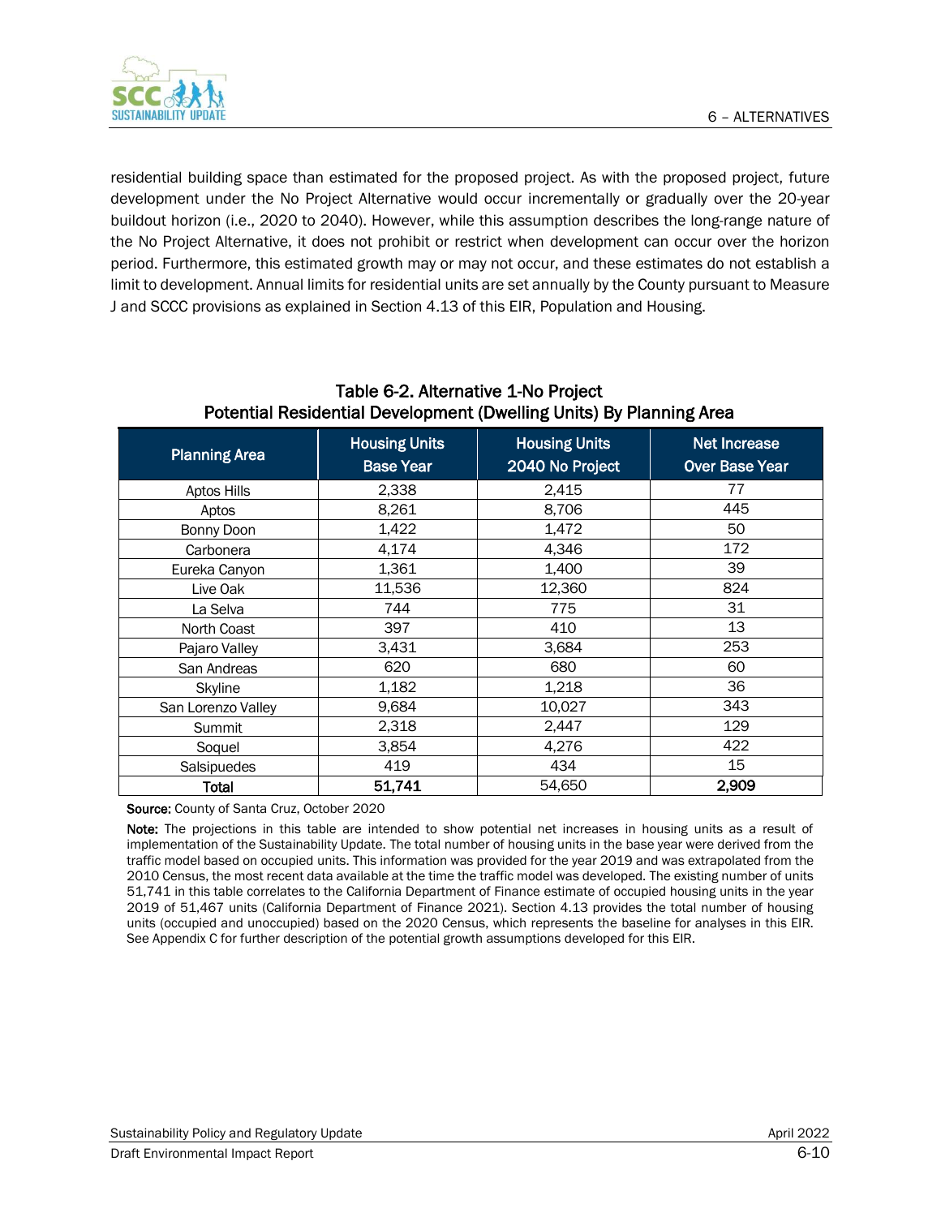residential building space than estimated for the proposed project. As with the proposed project, future development under the No Project Alternative would occur incrementally or gradually over the 20-year buildout horizon (i.e., 2020 to 2040). However, while this assumption describes the long-range nature of the No Project Alternative, it does not prohibit or restrict when development can occur over the horizon period. Furthermore, this estimated growth may or may not occur, and these estimates do not establish a limit to development. Annual limits for residential units are set annually by the County pursuant to Measure J and SCCC provisions as explained in Section 4.13 of this EIR, Population and Housing.

**Table 6-2. Alternative 1-No Project
Potential Residential Development (Dwelling Units) By Planning Area**

| Planning Area | Housing Units Base Year | Housing Units 2040 No Project | Net Increase Over Base Year |
|---|---|---|---|
| Aptos Hills | 2,338 | 2,415 | 77 |
| Aptos | 8,261 | 8,706 | 445 |
| Bonny Doon | 1,422 | 1,472 | 50 |
| Carbonera | 4,174 | 4,346 | 172 |
| Eureka Canyon | 1,361 | 1,400 | 39 |
| Live Oak | 11,536 | 12,360 | 824 |
| La Selva | 744 | 775 | 31 |
| North Coast | 397 | 410 | 13 |
| Pajaro Valley | 3,431 | 3,684 | 253 |
| San Andreas | 620 | 680 | 60 |
| Skyline | 1,182 | 1,218 | 36 |
| San Lorenzo Valley | 9,684 | 10,027 | 343 |
| Summit | 2,318 | 2,447 | 129 |
| Soquel | 3,854 | 4,276 | 422 |
| Salsipuedes | 419 | 434 | 15 |
| **Total** | **51,741** | 54,650 | **2,909** |

**Source:** County of Santa Cruz, October 2020

**Note:** The projections in this table are intended to show potential net increases in housing units as a result of implementation of the Sustainability Update. The total number of housing units in the base year were derived from the traffic model based on occupied units. This information was provided for the year 2019 and was extrapolated from the 2010 Census, the most recent data available at the time the traffic model was developed. The existing number of units 51,741 in this table correlates to the California Department of Finance estimate of occupied housing units in the year 2019 of 51,467 units (California Department of Finance 2021). Section 4.13 provides the total number of housing units (occupied and unoccupied) based on the 2020 Census, which represents the baseline for analyses in this EIR. See Appendix C for further description of the potential growth assumptions developed for this EIR.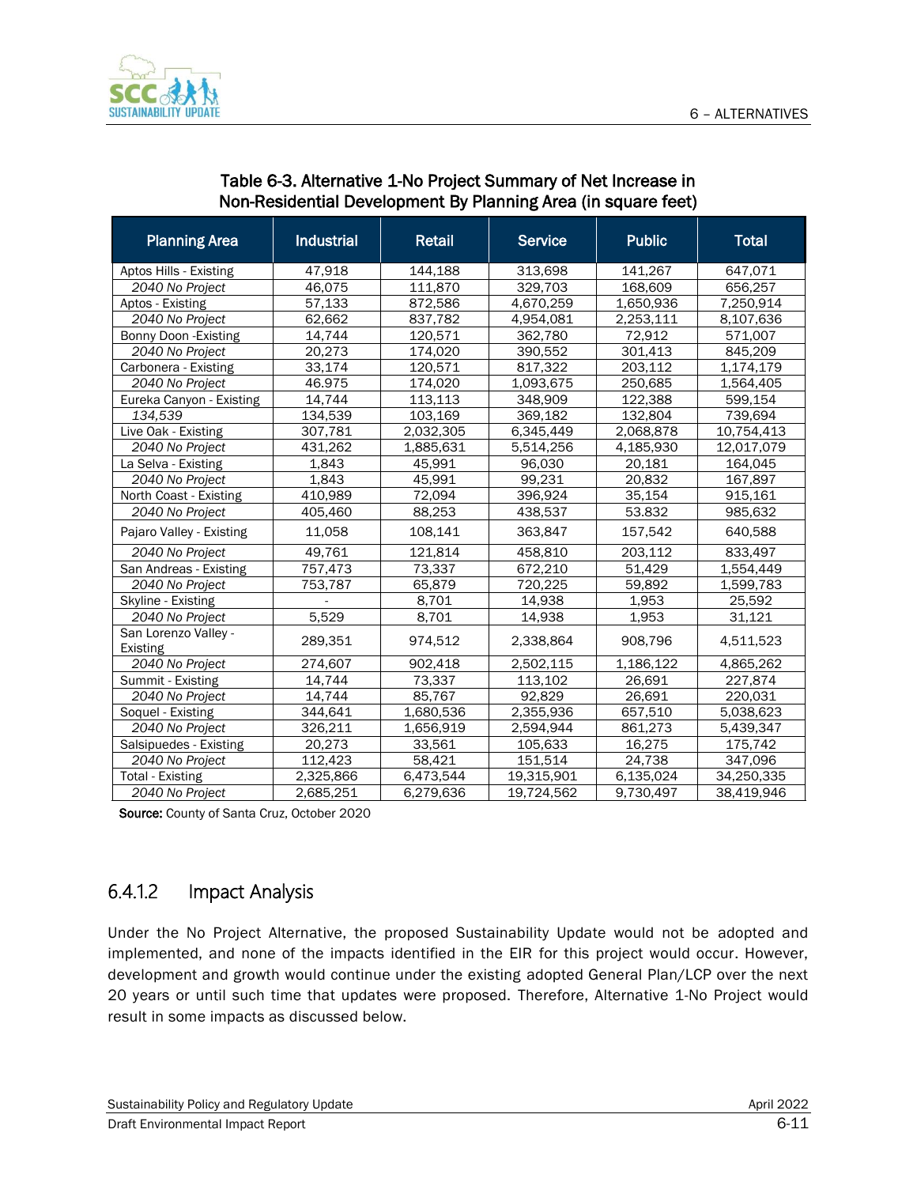Table 6-3. Alternative 1-No Project Summary of Net Increase in Non-Residential Development By Planning Area (in square feet)

| Planning Area | Industrial | Retail | Service | Public | Total |
|---|---|---|---|---|---|
| Aptos Hills - Existing | 47,918 | 144,188 | 313,698 | 141,267 | 647,071 |
| *2040 No Project* | 46,075 | 111,870 | 329,703 | 168,609 | 656,257 |
| Aptos - Existing | 57,133 | 872,586 | 4,670,259 | 1,650,936 | 7,250,914 |
| *2040 No Project* | 62,662 | 837,782 | 4,954,081 | 2,253,111 | 8,107,636 |
| Bonny Doon -Existing | 14,744 | 120,571 | 362,780 | 72,912 | 571,007 |
| *2040 No Project* | 20,273 | 174,020 | 390,552 | 301,413 | 845,209 |
| Carbonera - Existing | 33,174 | 120,571 | 817,322 | 203,112 | 1,174,179 |
| *2040 No Project* | 46.975 | 174,020 | 1,093,675 | 250,685 | 1,564,405 |
| Eureka Canyon - Existing | 14,744 | 113,113 | 348,909 | 122,388 | 599,154 |
| *134,539* | 134,539 | 103,169 | 369,182 | 132,804 | 739,694 |
| Live Oak - Existing | 307,781 | 2,032,305 | 6,345,449 | 2,068,878 | 10,754,413 |
| *2040 No Project* | 431,262 | 1,885,631 | 5,514,256 | 4,185,930 | 12,017,079 |
| La Selva - Existing | 1,843 | 45,991 | 96,030 | 20,181 | 164,045 |
| *2040 No Project* | 1,843 | 45,991 | 99,231 | 20,832 | 167,897 |
| North Coast - Existing | 410,989 | 72,094 | 396,924 | 35,154 | 915,161 |
| *2040 No Project* | 405,460 | 88,253 | 438,537 | 53.832 | 985,632 |
| Pajaro Valley - Existing | 11,058 | 108,141 | 363,847 | 157,542 | 640,588 |
| *2040 No Project* | 49,761 | 121,814 | 458,810 | 203,112 | 833,497 |
| San Andreas - Existing | 757,473 | 73,337 | 672,210 | 51,429 | 1,554,449 |
| *2040 No Project* | 753,787 | 65,879 | 720,225 | 59,892 | 1,599,783 |
| Skyline - Existing | - | 8,701 | 14,938 | 1,953 | 25,592 |
| *2040 No Project* | 5,529 | 8,701 | 14,938 | 1,953 | 31,121 |
| San Lorenzo Valley - Existing | 289,351 | 974,512 | 2,338,864 | 908,796 | 4,511,523 |
| *2040 No Project* | 274,607 | 902,418 | 2,502,115 | 1,186,122 | 4,865,262 |
| Summit - Existing | 14,744 | 73,337 | 113,102 | 26,691 | 227,874 |
| *2040 No Project* | 14,744 | 85,767 | 92,829 | 26,691 | 220,031 |
| Soquel - Existing | 344,641 | 1,680,536 | 2,355,936 | 657,510 | 5,038,623 |
| *2040 No Project* | 326,211 | 1,656,919 | 2,594,944 | 861,273 | 5,439,347 |
| Salsipuedes - Existing | 20,273 | 33,561 | 105,633 | 16,275 | 175,742 |
| *2040 No Project* | 112,423 | 58,421 | 151,514 | 24,738 | 347,096 |
| Total - Existing | 2,325,866 | 6,473,544 | 19,315,901 | 6,135,024 | 34,250,335 |
| *2040 No Project* | 2,685,251 | 6,279,636 | 19,724,562 | 9,730,497 | 38,419,946 |

**Source:** County of Santa Cruz, October 2020

### 6.4.1.2 Impact Analysis

Under the No Project Alternative, the proposed Sustainability Update would not be adopted and implemented, and none of the impacts identified in the EIR for this project would occur. However, development and growth would continue under the existing adopted General Plan/LCP over the next 20 years or until such time that updates were proposed. Therefore, Alternative 1-No Project would result in some impacts as discussed below.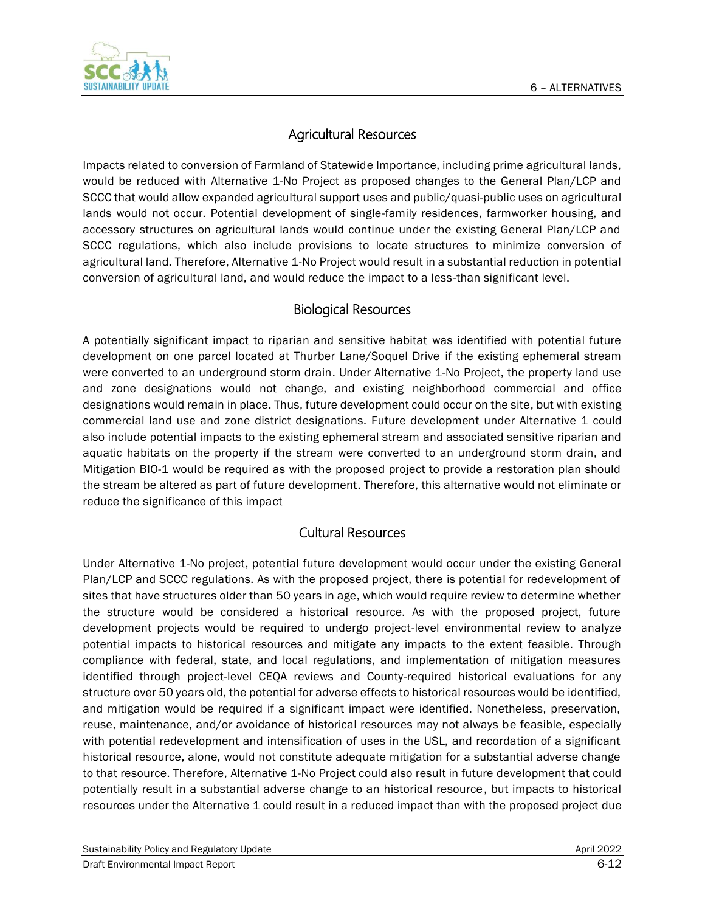## Agricultural Resources

Impacts related to conversion of Farmland of Statewide Importance, including prime agricultural lands, would be reduced with Alternative 1-No Project as proposed changes to the General Plan/LCP and SCCC that would allow expanded agricultural support uses and public/quasi-public uses on agricultural lands would not occur. Potential development of single-family residences, farmworker housing, and accessory structures on agricultural lands would continue under the existing General Plan/LCP and SCCC regulations, which also include provisions to locate structures to minimize conversion of agricultural land. Therefore, Alternative 1-No Project would result in a substantial reduction in potential conversion of agricultural land, and would reduce the impact to a less-than significant level.

## Biological Resources

A potentially significant impact to riparian and sensitive habitat was identified with potential future development on one parcel located at Thurber Lane/Soquel Drive if the existing ephemeral stream were converted to an underground storm drain. Under Alternative 1-No Project, the property land use and zone designations would not change, and existing neighborhood commercial and office designations would remain in place. Thus, future development could occur on the site, but with existing commercial land use and zone district designations. Future development under Alternative 1 could also include potential impacts to the existing ephemeral stream and associated sensitive riparian and aquatic habitats on the property if the stream were converted to an underground storm drain, and Mitigation BIO-1 would be required as with the proposed project to provide a restoration plan should the stream be altered as part of future development. Therefore, this alternative would not eliminate or reduce the significance of this impact

## Cultural Resources

Under Alternative 1-No project, potential future development would occur under the existing General Plan/LCP and SCCC regulations. As with the proposed project, there is potential for redevelopment of sites that have structures older than 50 years in age, which would require review to determine whether the structure would be considered a historical resource. As with the proposed project, future development projects would be required to undergo project-level environmental review to analyze potential impacts to historical resources and mitigate any impacts to the extent feasible. Through compliance with federal, state, and local regulations, and implementation of mitigation measures identified through project-level CEQA reviews and County-required historical evaluations for any structure over 50 years old, the potential for adverse effects to historical resources would be identified, and mitigation would be required if a significant impact were identified. Nonetheless, preservation, reuse, maintenance, and/or avoidance of historical resources may not always be feasible, especially with potential redevelopment and intensification of uses in the USL, and recordation of a significant historical resource, alone, would not constitute adequate mitigation for a substantial adverse change to that resource. Therefore, Alternative 1-No Project could also result in future development that could potentially result in a substantial adverse change to an historical resource, but impacts to historical resources under the Alternative 1 could result in a reduced impact than with the proposed project due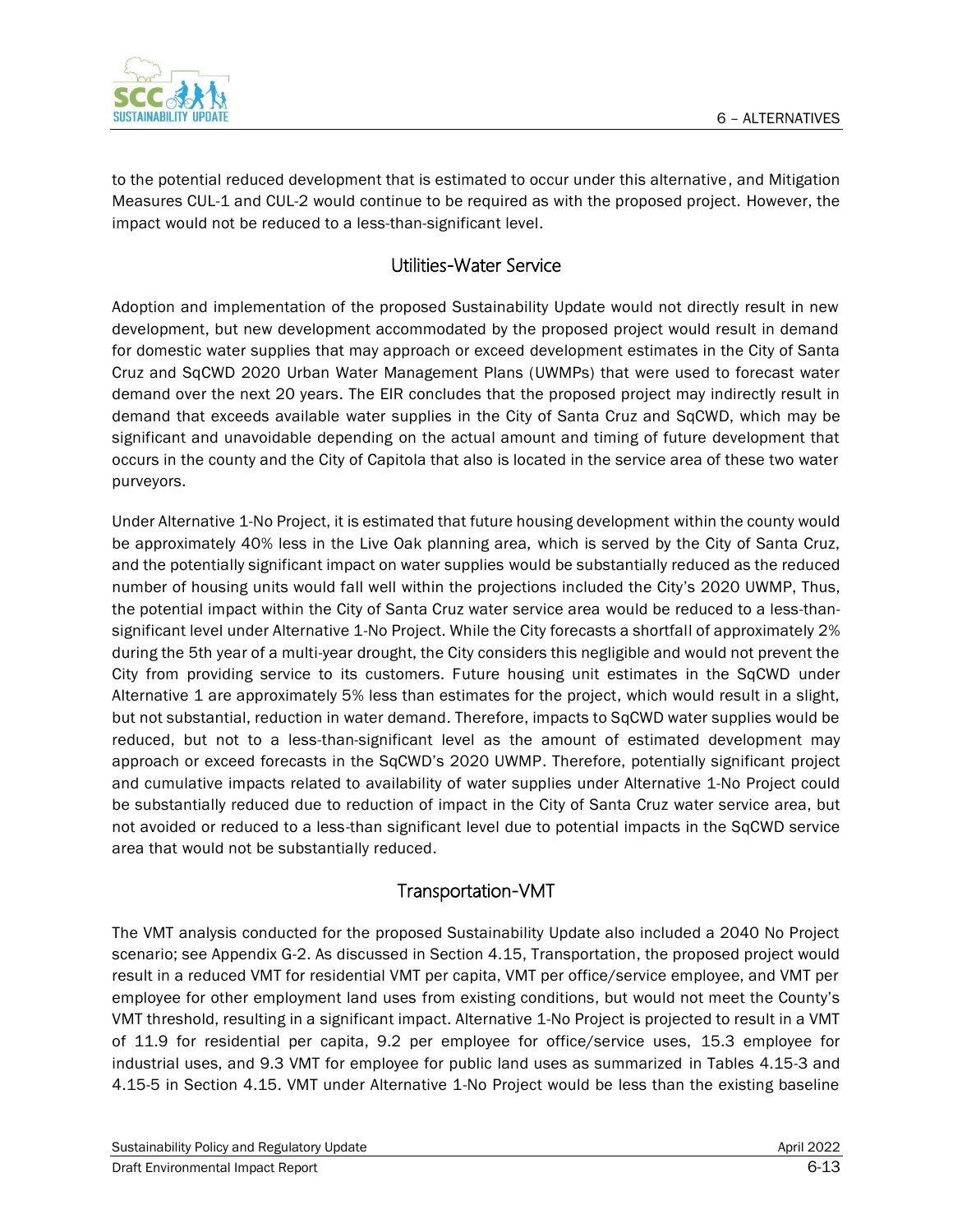to the potential reduced development that is estimated to occur under this alternative, and Mitigation Measures CUL-1 and CUL-2 would continue to be required as with the proposed project. However, the impact would not be reduced to a less-than-significant level.

## Utilities-Water Service

Adoption and implementation of the proposed Sustainability Update would not directly result in new development, but new development accommodated by the proposed project would result in demand for domestic water supplies that may approach or exceed development estimates in the City of Santa Cruz and SqCWD 2020 Urban Water Management Plans (UWMPs) that were used to forecast water demand over the next 20 years. The EIR concludes that the proposed project may indirectly result in demand that exceeds available water supplies in the City of Santa Cruz and SqCWD, which may be significant and unavoidable depending on the actual amount and timing of future development that occurs in the county and the City of Capitola that also is located in the service area of these two water purveyors.

Under Alternative 1-No Project, it is estimated that future housing development within the county would be approximately 40% less in the Live Oak planning area, which is served by the City of Santa Cruz, and the potentially significant impact on water supplies would be substantially reduced as the reduced number of housing units would fall well within the projections included the City's 2020 UWMP, Thus, the potential impact within the City of Santa Cruz water service area would be reduced to a less-than-significant level under Alternative 1-No Project. While the City forecasts a shortfall of approximately 2% during the 5th year of a multi-year drought, the City considers this negligible and would not prevent the City from providing service to its customers. Future housing unit estimates in the SqCWD under Alternative 1 are approximately 5% less than estimates for the project, which would result in a slight, but not substantial, reduction in water demand. Therefore, impacts to SqCWD water supplies would be reduced, but not to a less-than-significant level as the amount of estimated development may approach or exceed forecasts in the SqCWD's 2020 UWMP. Therefore, potentially significant project and cumulative impacts related to availability of water supplies under Alternative 1-No Project could be substantially reduced due to reduction of impact in the City of Santa Cruz water service area, but not avoided or reduced to a less-than significant level due to potential impacts in the SqCWD service area that would not be substantially reduced.

## Transportation-VMT

The VMT analysis conducted for the proposed Sustainability Update also included a 2040 No Project scenario; see Appendix G-2. As discussed in Section 4.15, Transportation, the proposed project would result in a reduced VMT for residential VMT per capita, VMT per office/service employee, and VMT per employee for other employment land uses from existing conditions, but would not meet the County's VMT threshold, resulting in a significant impact. Alternative 1-No Project is projected to result in a VMT of 11.9 for residential per capita, 9.2 per employee for office/service uses, 15.3 employee for industrial uses, and 9.3 VMT for employee for public land uses as summarized in Tables 4.15-3 and 4.15-5 in Section 4.15. VMT under Alternative 1-No Project would be less than the existing baseline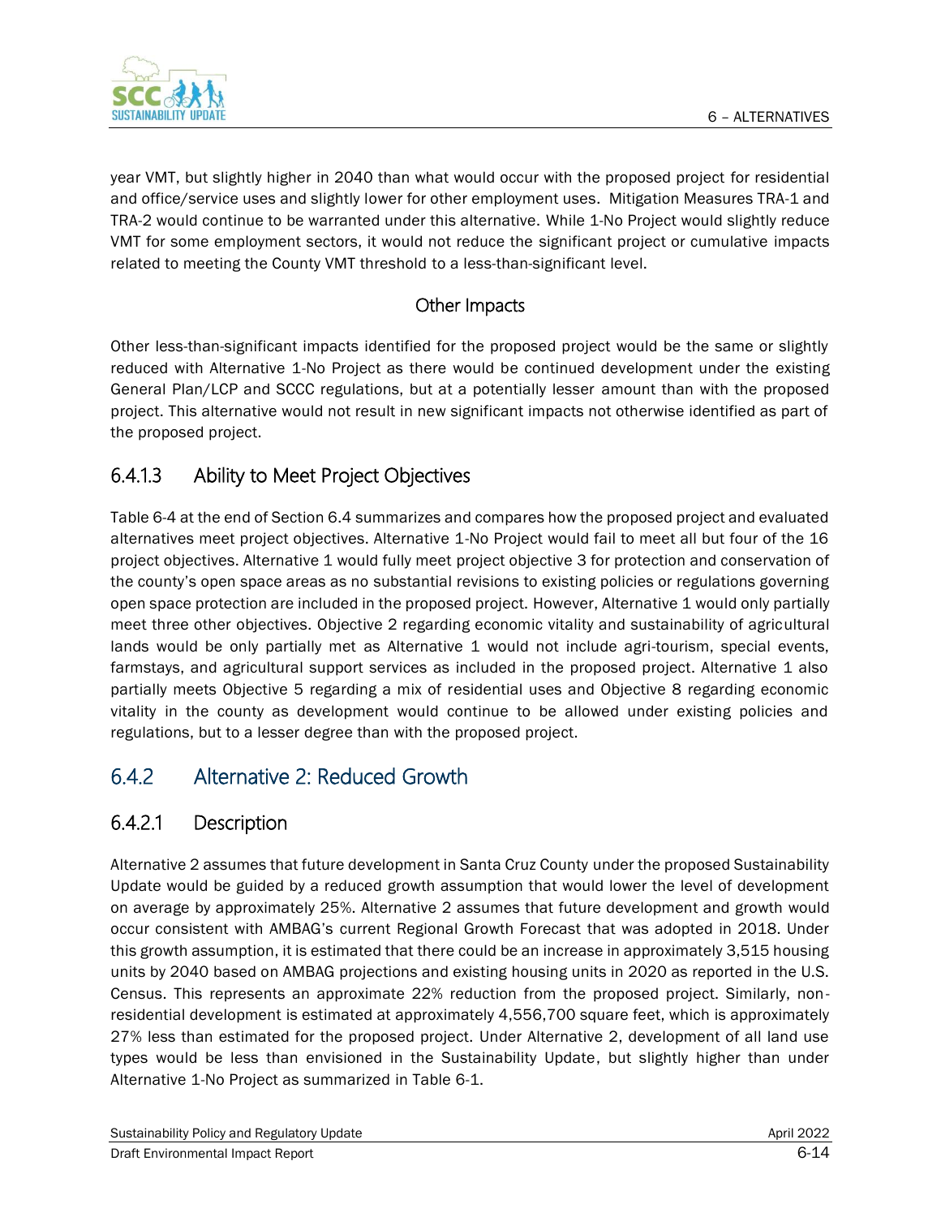year VMT, but slightly higher in 2040 than what would occur with the proposed project for residential and office/service uses and slightly lower for other employment uses. Mitigation Measures TRA-1 and TRA-2 would continue to be warranted under this alternative. While 1-No Project would slightly reduce VMT for some employment sectors, it would not reduce the significant project or cumulative impacts related to meeting the County VMT threshold to a less-than-significant level.

#### Other Impacts

Other less-than-significant impacts identified for the proposed project would be the same or slightly reduced with Alternative 1-No Project as there would be continued development under the existing General Plan/LCP and SCCC regulations, but at a potentially lesser amount than with the proposed project. This alternative would not result in new significant impacts not otherwise identified as part of the proposed project.

### 6.4.1.3 Ability to Meet Project Objectives

Table 6-4 at the end of Section 6.4 summarizes and compares how the proposed project and evaluated alternatives meet project objectives. Alternative 1-No Project would fail to meet all but four of the 16 project objectives. Alternative 1 would fully meet project objective 3 for protection and conservation of the county's open space areas as no substantial revisions to existing policies or regulations governing open space protection are included in the proposed project. However, Alternative 1 would only partially meet three other objectives. Objective 2 regarding economic vitality and sustainability of agricultural lands would be only partially met as Alternative 1 would not include agri-tourism, special events, farmstays, and agricultural support services as included in the proposed project. Alternative 1 also partially meets Objective 5 regarding a mix of residential uses and Objective 8 regarding economic vitality in the county as development would continue to be allowed under existing policies and regulations, but to a lesser degree than with the proposed project.

## 6.4.2 Alternative 2: Reduced Growth

### 6.4.2.1 Description

Alternative 2 assumes that future development in Santa Cruz County under the proposed Sustainability Update would be guided by a reduced growth assumption that would lower the level of development on average by approximately 25%. Alternative 2 assumes that future development and growth would occur consistent with AMBAG's current Regional Growth Forecast that was adopted in 2018. Under this growth assumption, it is estimated that there could be an increase in approximately 3,515 housing units by 2040 based on AMBAG projections and existing housing units in 2020 as reported in the U.S. Census. This represents an approximate 22% reduction from the proposed project. Similarly, non-residential development is estimated at approximately 4,556,700 square feet, which is approximately 27% less than estimated for the proposed project. Under Alternative 2, development of all land use types would be less than envisioned in the Sustainability Update, but slightly higher than under Alternative 1-No Project as summarized in Table 6-1.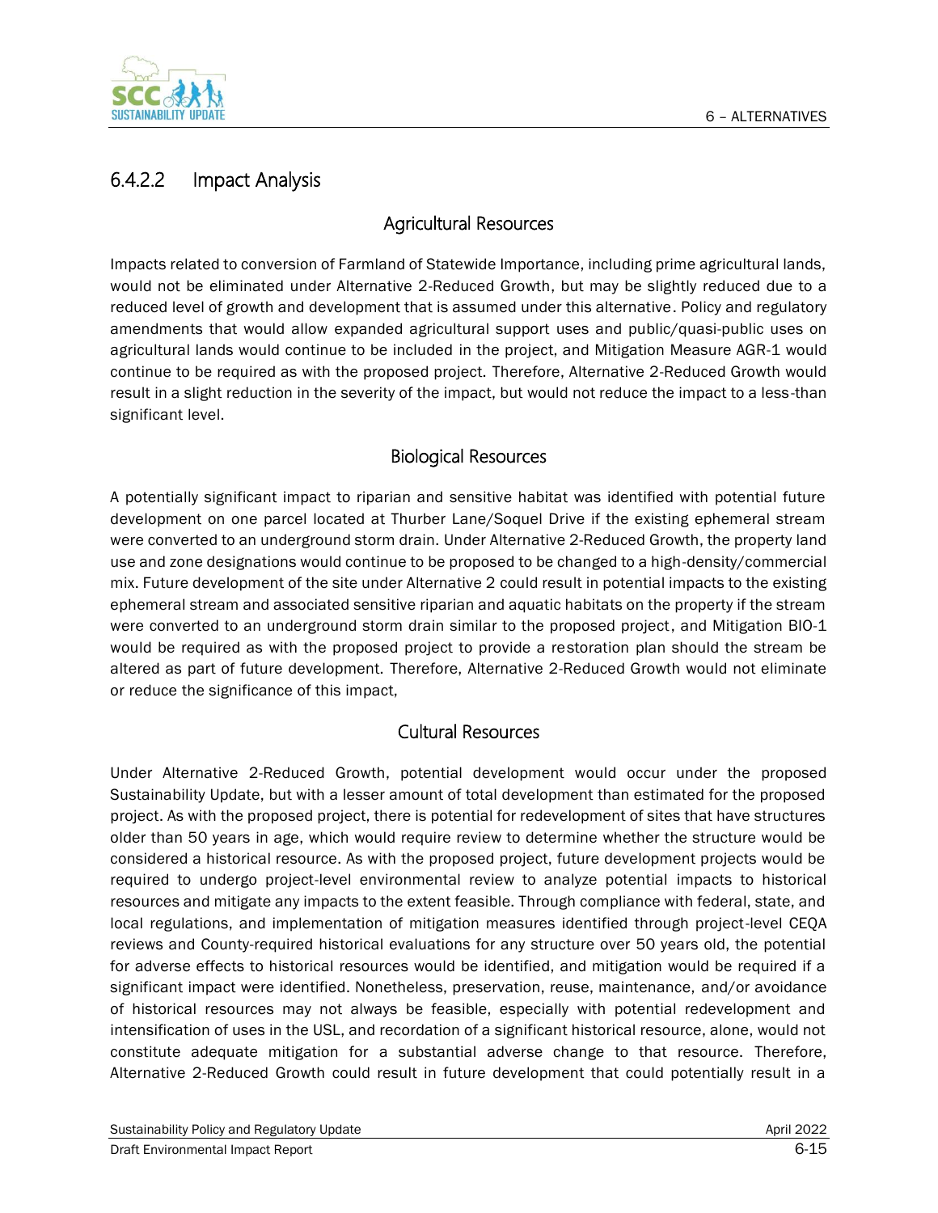### 6.4.2.2 Impact Analysis

#### Agricultural Resources

Impacts related to conversion of Farmland of Statewide Importance, including prime agricultural lands, would not be eliminated under Alternative 2-Reduced Growth, but may be slightly reduced due to a reduced level of growth and development that is assumed under this alternative. Policy and regulatory amendments that would allow expanded agricultural support uses and public/quasi-public uses on agricultural lands would continue to be included in the project, and Mitigation Measure AGR-1 would continue to be required as with the proposed project. Therefore, Alternative 2-Reduced Growth would result in a slight reduction in the severity of the impact, but would not reduce the impact to a less-than significant level.

#### Biological Resources

A potentially significant impact to riparian and sensitive habitat was identified with potential future development on one parcel located at Thurber Lane/Soquel Drive if the existing ephemeral stream were converted to an underground storm drain. Under Alternative 2-Reduced Growth, the property land use and zone designations would continue to be proposed to be changed to a high-density/commercial mix. Future development of the site under Alternative 2 could result in potential impacts to the existing ephemeral stream and associated sensitive riparian and aquatic habitats on the property if the stream were converted to an underground storm drain similar to the proposed project, and Mitigation BIO-1 would be required as with the proposed project to provide a restoration plan should the stream be altered as part of future development. Therefore, Alternative 2-Reduced Growth would not eliminate or reduce the significance of this impact,

#### Cultural Resources

Under Alternative 2-Reduced Growth, potential development would occur under the proposed Sustainability Update, but with a lesser amount of total development than estimated for the proposed project. As with the proposed project, there is potential for redevelopment of sites that have structures older than 50 years in age, which would require review to determine whether the structure would be considered a historical resource. As with the proposed project, future development projects would be required to undergo project-level environmental review to analyze potential impacts to historical resources and mitigate any impacts to the extent feasible. Through compliance with federal, state, and local regulations, and implementation of mitigation measures identified through project-level CEQA reviews and County-required historical evaluations for any structure over 50 years old, the potential for adverse effects to historical resources would be identified, and mitigation would be required if a significant impact were identified. Nonetheless, preservation, reuse, maintenance, and/or avoidance of historical resources may not always be feasible, especially with potential redevelopment and intensification of uses in the USL, and recordation of a significant historical resource, alone, would not constitute adequate mitigation for a substantial adverse change to that resource. Therefore, Alternative 2-Reduced Growth could result in future development that could potentially result in a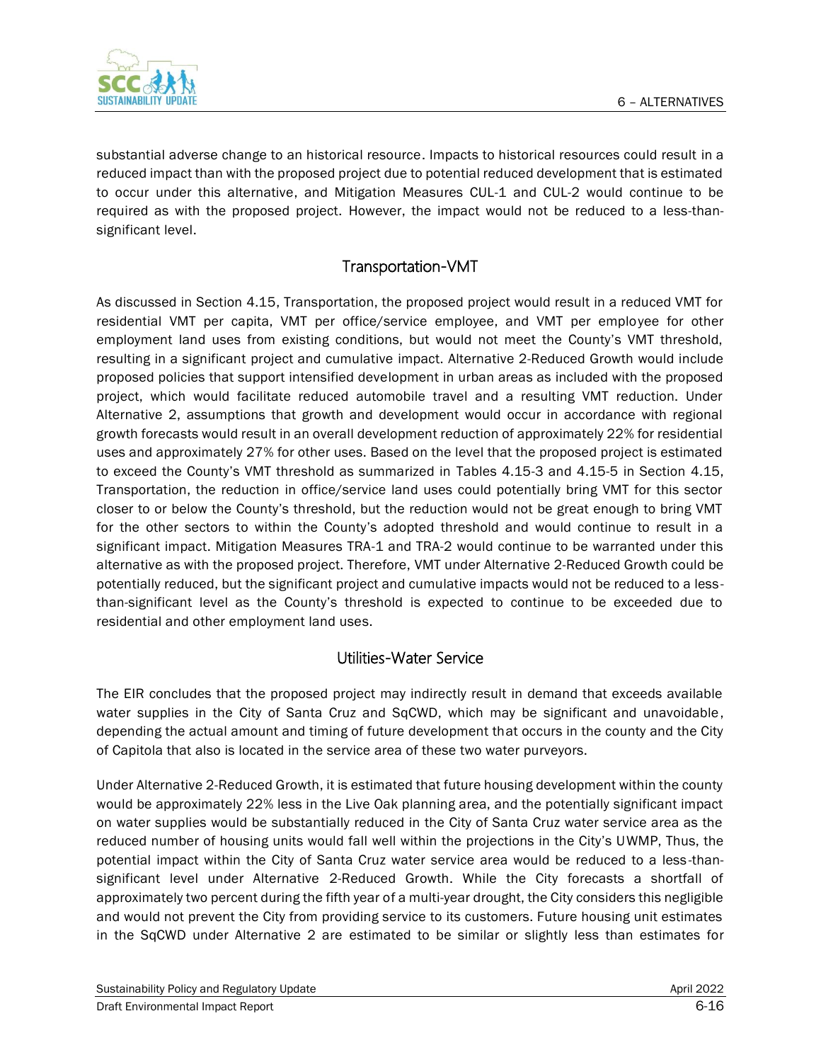substantial adverse change to an historical resource. Impacts to historical resources could result in a reduced impact than with the proposed project due to potential reduced development that is estimated to occur under this alternative, and Mitigation Measures CUL-1 and CUL-2 would continue to be required as with the proposed project. However, the impact would not be reduced to a less-than-significant level.

## Transportation-VMT

As discussed in Section 4.15, Transportation, the proposed project would result in a reduced VMT for residential VMT per capita, VMT per office/service employee, and VMT per employee for other employment land uses from existing conditions, but would not meet the County's VMT threshold, resulting in a significant project and cumulative impact. Alternative 2-Reduced Growth would include proposed policies that support intensified development in urban areas as included with the proposed project, which would facilitate reduced automobile travel and a resulting VMT reduction. Under Alternative 2, assumptions that growth and development would occur in accordance with regional growth forecasts would result in an overall development reduction of approximately 22% for residential uses and approximately 27% for other uses. Based on the level that the proposed project is estimated to exceed the County's VMT threshold as summarized in Tables 4.15-3 and 4.15-5 in Section 4.15, Transportation, the reduction in office/service land uses could potentially bring VMT for this sector closer to or below the County's threshold, but the reduction would not be great enough to bring VMT for the other sectors to within the County's adopted threshold and would continue to result in a significant impact. Mitigation Measures TRA-1 and TRA-2 would continue to be warranted under this alternative as with the proposed project. Therefore, VMT under Alternative 2-Reduced Growth could be potentially reduced, but the significant project and cumulative impacts would not be reduced to a less-than-significant level as the County's threshold is expected to continue to be exceeded due to residential and other employment land uses.

## Utilities-Water Service

The EIR concludes that the proposed project may indirectly result in demand that exceeds available water supplies in the City of Santa Cruz and SqCWD, which may be significant and unavoidable, depending the actual amount and timing of future development that occurs in the county and the City of Capitola that also is located in the service area of these two water purveyors.

Under Alternative 2-Reduced Growth, it is estimated that future housing development within the county would be approximately 22% less in the Live Oak planning area, and the potentially significant impact on water supplies would be substantially reduced in the City of Santa Cruz water service area as the reduced number of housing units would fall well within the projections in the City's UWMP, Thus, the potential impact within the City of Santa Cruz water service area would be reduced to a less-than-significant level under Alternative 2-Reduced Growth. While the City forecasts a shortfall of approximately two percent during the fifth year of a multi-year drought, the City considers this negligible and would not prevent the City from providing service to its customers. Future housing unit estimates in the SqCWD under Alternative 2 are estimated to be similar or slightly less than estimates for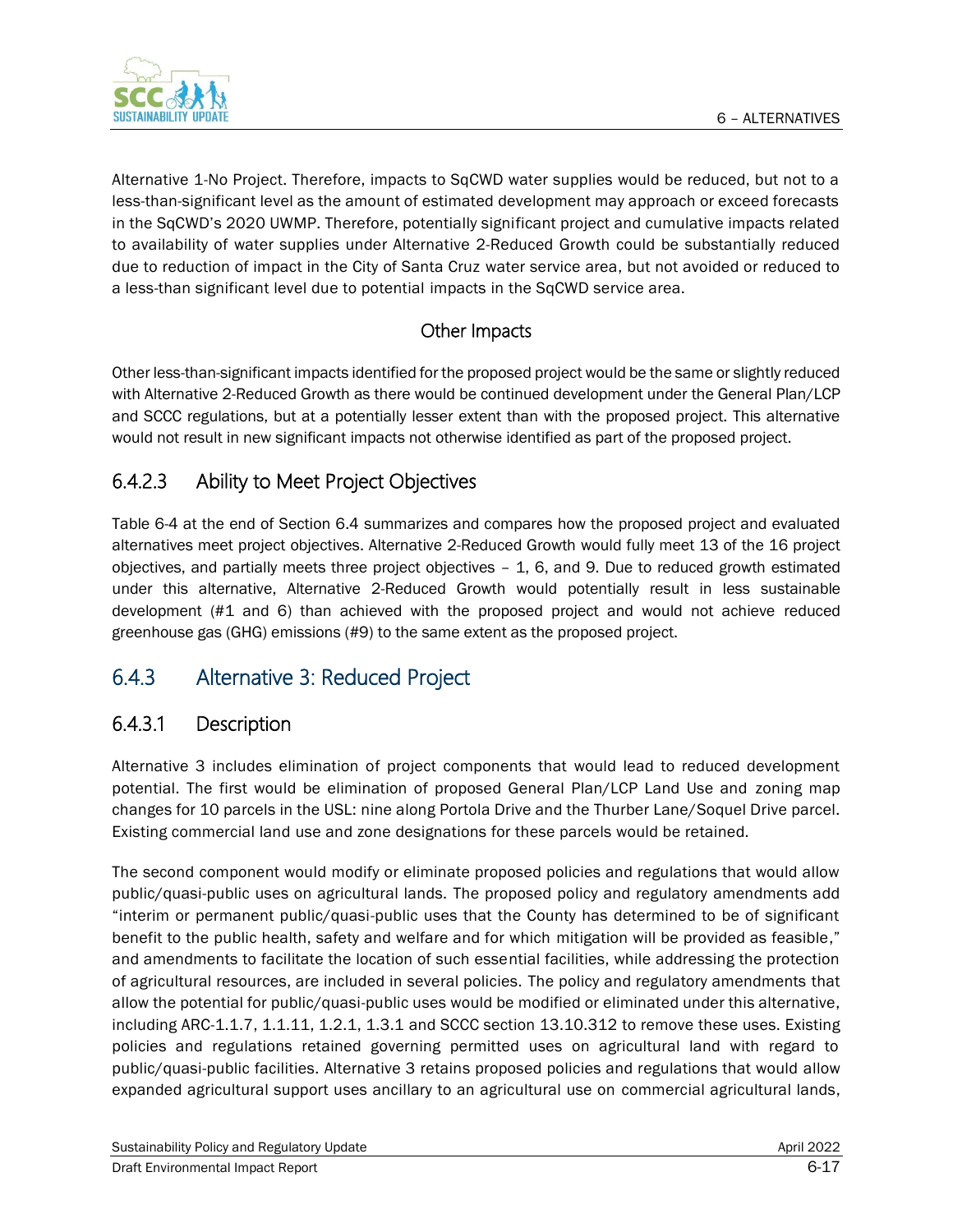Alternative 1-No Project. Therefore, impacts to SqCWD water supplies would be reduced, but not to a less-than-significant level as the amount of estimated development may approach or exceed forecasts in the SqCWD's 2020 UWMP. Therefore, potentially significant project and cumulative impacts related to availability of water supplies under Alternative 2-Reduced Growth could be substantially reduced due to reduction of impact in the City of Santa Cruz water service area, but not avoided or reduced to a less-than significant level due to potential impacts in the SqCWD service area.

#### Other Impacts

Other less-than-significant impacts identified for the proposed project would be the same or slightly reduced with Alternative 2-Reduced Growth as there would be continued development under the General Plan/LCP and SCCC regulations, but at a potentially lesser extent than with the proposed project. This alternative would not result in new significant impacts not otherwise identified as part of the proposed project.

### 6.4.2.3 Ability to Meet Project Objectives

Table 6-4 at the end of Section 6.4 summarizes and compares how the proposed project and evaluated alternatives meet project objectives. Alternative 2-Reduced Growth would fully meet 13 of the 16 project objectives, and partially meets three project objectives – 1, 6, and 9. Due to reduced growth estimated under this alternative, Alternative 2-Reduced Growth would potentially result in less sustainable development (#1 and 6) than achieved with the proposed project and would not achieve reduced greenhouse gas (GHG) emissions (#9) to the same extent as the proposed project.

## 6.4.3 Alternative 3: Reduced Project

### 6.4.3.1 Description

Alternative 3 includes elimination of project components that would lead to reduced development potential. The first would be elimination of proposed General Plan/LCP Land Use and zoning map changes for 10 parcels in the USL: nine along Portola Drive and the Thurber Lane/Soquel Drive parcel. Existing commercial land use and zone designations for these parcels would be retained.

The second component would modify or eliminate proposed policies and regulations that would allow public/quasi-public uses on agricultural lands. The proposed policy and regulatory amendments add "interim or permanent public/quasi-public uses that the County has determined to be of significant benefit to the public health, safety and welfare and for which mitigation will be provided as feasible," and amendments to facilitate the location of such essential facilities, while addressing the protection of agricultural resources, are included in several policies. The policy and regulatory amendments that allow the potential for public/quasi-public uses would be modified or eliminated under this alternative, including ARC-1.1.7, 1.1.11, 1.2.1, 1.3.1 and SCCC section 13.10.312 to remove these uses. Existing policies and regulations retained governing permitted uses on agricultural land with regard to public/quasi-public facilities. Alternative 3 retains proposed policies and regulations that would allow expanded agricultural support uses ancillary to an agricultural use on commercial agricultural lands,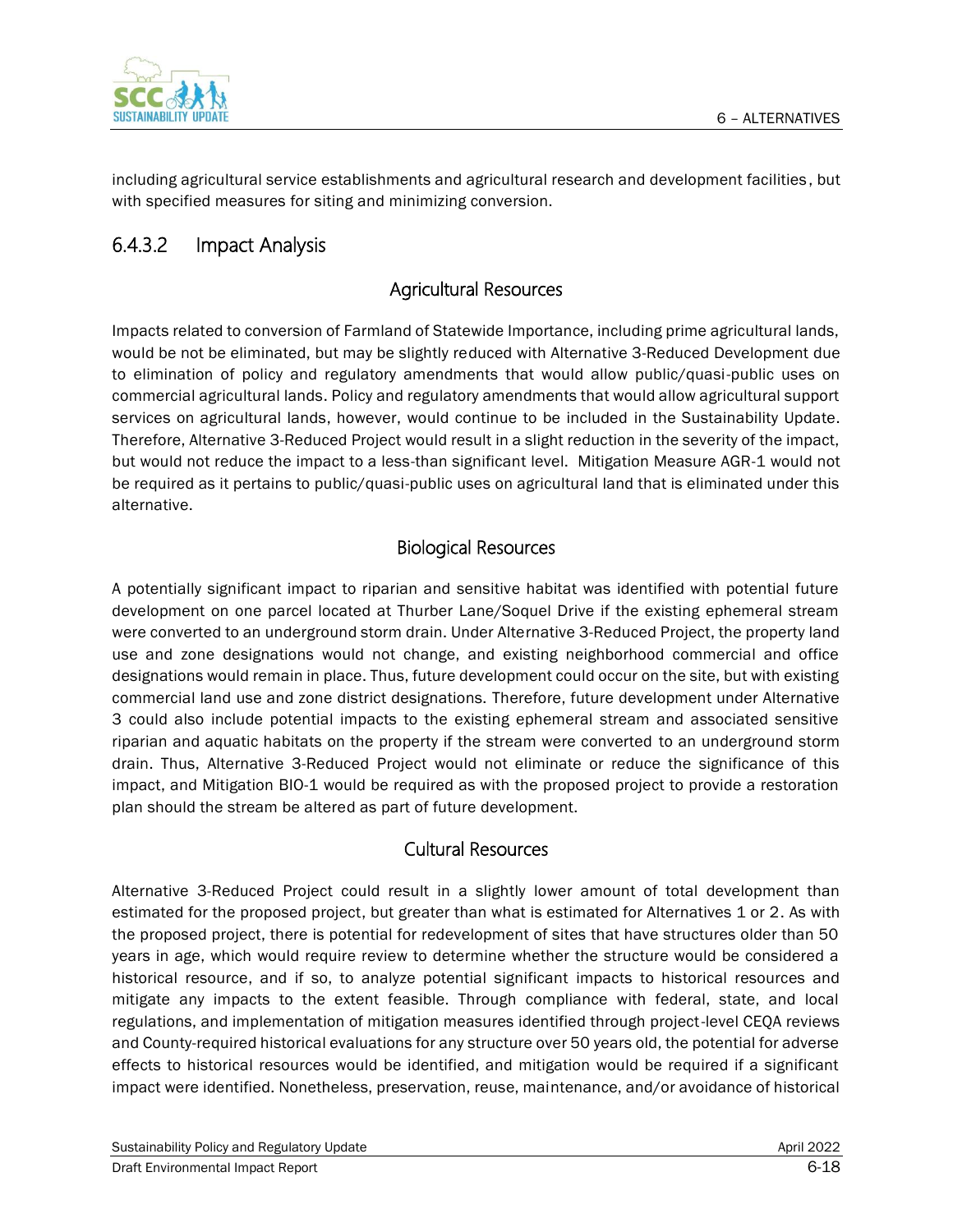including agricultural service establishments and agricultural research and development facilities, but with specified measures for siting and minimizing conversion.

### 6.4.3.2 Impact Analysis

#### Agricultural Resources

Impacts related to conversion of Farmland of Statewide Importance, including prime agricultural lands, would be not be eliminated, but may be slightly reduced with Alternative 3-Reduced Development due to elimination of policy and regulatory amendments that would allow public/quasi-public uses on commercial agricultural lands. Policy and regulatory amendments that would allow agricultural support services on agricultural lands, however, would continue to be included in the Sustainability Update. Therefore, Alternative 3-Reduced Project would result in a slight reduction in the severity of the impact, but would not reduce the impact to a less-than significant level. Mitigation Measure AGR-1 would not be required as it pertains to public/quasi-public uses on agricultural land that is eliminated under this alternative.

#### Biological Resources

A potentially significant impact to riparian and sensitive habitat was identified with potential future development on one parcel located at Thurber Lane/Soquel Drive if the existing ephemeral stream were converted to an underground storm drain. Under Alternative 3-Reduced Project, the property land use and zone designations would not change, and existing neighborhood commercial and office designations would remain in place. Thus, future development could occur on the site, but with existing commercial land use and zone district designations. Therefore, future development under Alternative 3 could also include potential impacts to the existing ephemeral stream and associated sensitive riparian and aquatic habitats on the property if the stream were converted to an underground storm drain. Thus, Alternative 3-Reduced Project would not eliminate or reduce the significance of this impact, and Mitigation BIO-1 would be required as with the proposed project to provide a restoration plan should the stream be altered as part of future development.

#### Cultural Resources

Alternative 3-Reduced Project could result in a slightly lower amount of total development than estimated for the proposed project, but greater than what is estimated for Alternatives 1 or 2. As with the proposed project, there is potential for redevelopment of sites that have structures older than 50 years in age, which would require review to determine whether the structure would be considered a historical resource, and if so, to analyze potential significant impacts to historical resources and mitigate any impacts to the extent feasible. Through compliance with federal, state, and local regulations, and implementation of mitigation measures identified through project-level CEQA reviews and County-required historical evaluations for any structure over 50 years old, the potential for adverse effects to historical resources would be identified, and mitigation would be required if a significant impact were identified. Nonetheless, preservation, reuse, maintenance, and/or avoidance of historical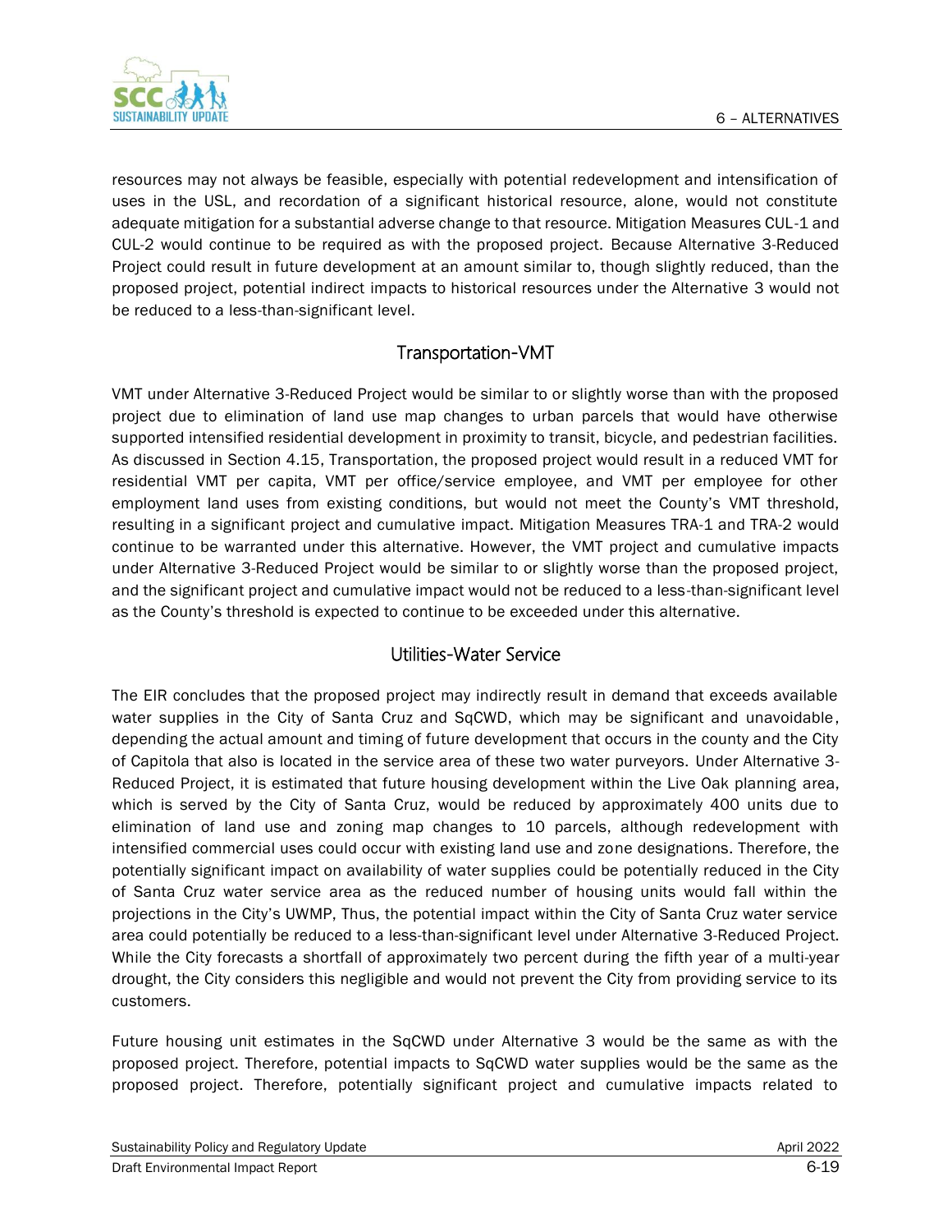resources may not always be feasible, especially with potential redevelopment and intensification of uses in the USL, and recordation of a significant historical resource, alone, would not constitute adequate mitigation for a substantial adverse change to that resource. Mitigation Measures CUL-1 and CUL-2 would continue to be required as with the proposed project. Because Alternative 3-Reduced Project could result in future development at an amount similar to, though slightly reduced, than the proposed project, potential indirect impacts to historical resources under the Alternative 3 would not be reduced to a less-than-significant level.

### Transportation-VMT

VMT under Alternative 3-Reduced Project would be similar to or slightly worse than with the proposed project due to elimination of land use map changes to urban parcels that would have otherwise supported intensified residential development in proximity to transit, bicycle, and pedestrian facilities. As discussed in Section 4.15, Transportation, the proposed project would result in a reduced VMT for residential VMT per capita, VMT per office/service employee, and VMT per employee for other employment land uses from existing conditions, but would not meet the County's VMT threshold, resulting in a significant project and cumulative impact. Mitigation Measures TRA-1 and TRA-2 would continue to be warranted under this alternative. However, the VMT project and cumulative impacts under Alternative 3-Reduced Project would be similar to or slightly worse than the proposed project, and the significant project and cumulative impact would not be reduced to a less-than-significant level as the County's threshold is expected to continue to be exceeded under this alternative.

### Utilities-Water Service

The EIR concludes that the proposed project may indirectly result in demand that exceeds available water supplies in the City of Santa Cruz and SqCWD, which may be significant and unavoidable, depending the actual amount and timing of future development that occurs in the county and the City of Capitola that also is located in the service area of these two water purveyors. Under Alternative 3-Reduced Project, it is estimated that future housing development within the Live Oak planning area, which is served by the City of Santa Cruz, would be reduced by approximately 400 units due to elimination of land use and zoning map changes to 10 parcels, although redevelopment with intensified commercial uses could occur with existing land use and zone designations. Therefore, the potentially significant impact on availability of water supplies could be potentially reduced in the City of Santa Cruz water service area as the reduced number of housing units would fall within the projections in the City's UWMP, Thus, the potential impact within the City of Santa Cruz water service area could potentially be reduced to a less-than-significant level under Alternative 3-Reduced Project. While the City forecasts a shortfall of approximately two percent during the fifth year of a multi-year drought, the City considers this negligible and would not prevent the City from providing service to its customers.

Future housing unit estimates in the SqCWD under Alternative 3 would be the same as with the proposed project. Therefore, potential impacts to SqCWD water supplies would be the same as the proposed project. Therefore, potentially significant project and cumulative impacts related to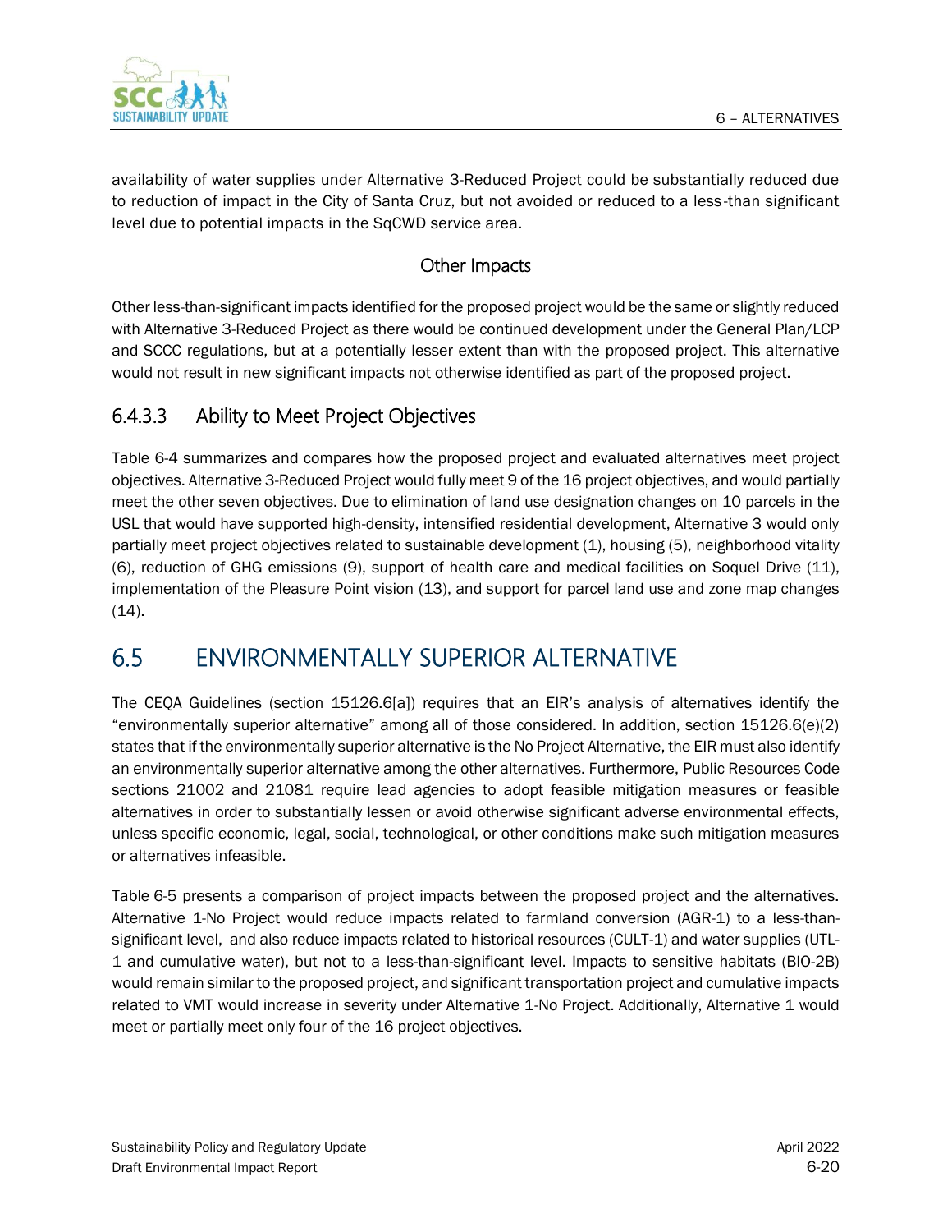availability of water supplies under Alternative 3-Reduced Project could be substantially reduced due to reduction of impact in the City of Santa Cruz, but not avoided or reduced to a less-than significant level due to potential impacts in the SqCWD service area.

#### Other Impacts

Other less-than-significant impacts identified for the proposed project would be the same or slightly reduced with Alternative 3-Reduced Project as there would be continued development under the General Plan/LCP and SCCC regulations, but at a potentially lesser extent than with the proposed project. This alternative would not result in new significant impacts not otherwise identified as part of the proposed project.

### 6.4.3.3 Ability to Meet Project Objectives

Table 6-4 summarizes and compares how the proposed project and evaluated alternatives meet project objectives. Alternative 3-Reduced Project would fully meet 9 of the 16 project objectives, and would partially meet the other seven objectives. Due to elimination of land use designation changes on 10 parcels in the USL that would have supported high-density, intensified residential development, Alternative 3 would only partially meet project objectives related to sustainable development (1), housing (5), neighborhood vitality (6), reduction of GHG emissions (9), support of health care and medical facilities on Soquel Drive (11), implementation of the Pleasure Point vision (13), and support for parcel land use and zone map changes (14).

## 6.5 ENVIRONMENTALLY SUPERIOR ALTERNATIVE

The CEQA Guidelines (section 15126.6[a]) requires that an EIR's analysis of alternatives identify the "environmentally superior alternative" among all of those considered. In addition, section 15126.6(e)(2) states that if the environmentally superior alternative is the No Project Alternative, the EIR must also identify an environmentally superior alternative among the other alternatives. Furthermore, Public Resources Code sections 21002 and 21081 require lead agencies to adopt feasible mitigation measures or feasible alternatives in order to substantially lessen or avoid otherwise significant adverse environmental effects, unless specific economic, legal, social, technological, or other conditions make such mitigation measures or alternatives infeasible.

Table 6-5 presents a comparison of project impacts between the proposed project and the alternatives. Alternative 1-No Project would reduce impacts related to farmland conversion (AGR-1) to a less-than-significant level, and also reduce impacts related to historical resources (CULT-1) and water supplies (UTL-1 and cumulative water), but not to a less-than-significant level. Impacts to sensitive habitats (BIO-2B) would remain similar to the proposed project, and significant transportation project and cumulative impacts related to VMT would increase in severity under Alternative 1-No Project. Additionally, Alternative 1 would meet or partially meet only four of the 16 project objectives.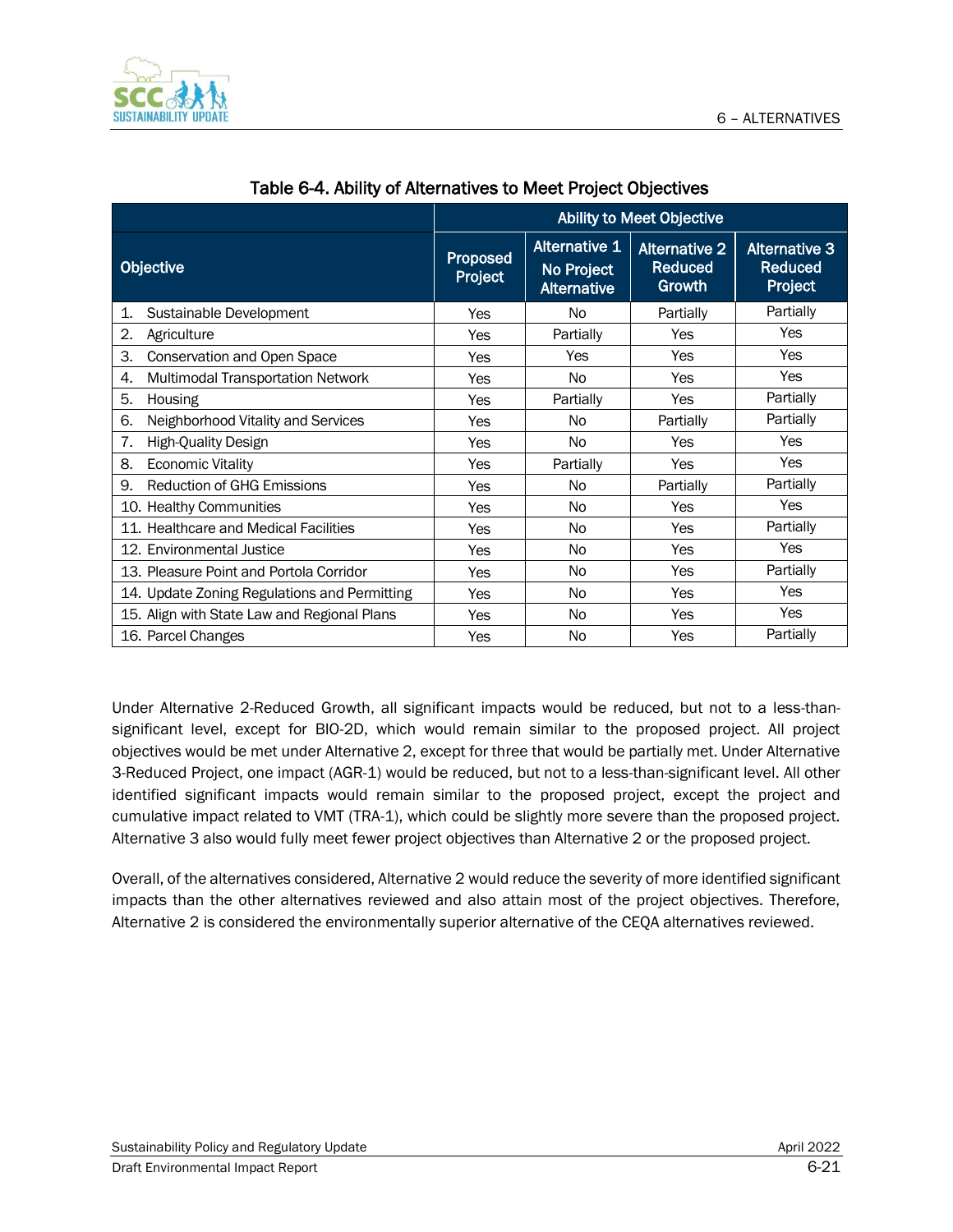Table 6-4. Ability of Alternatives to Meet Project Objectives

| Objective | Ability to Meet Objective | | | |
|---|---|---|---|---|
| | Proposed Project | Alternative 1 No Project Alternative | Alternative 2 Reduced Growth | Alternative 3 Reduced Project |
| 1. Sustainable Development | Yes | No | Partially | Partially |
| 2. Agriculture | Yes | Partially | Yes | Yes |
| 3. Conservation and Open Space | Yes | Yes | Yes | Yes |
| 4. Multimodal Transportation Network | Yes | No | Yes | Yes |
| 5. Housing | Yes | Partially | Yes | Partially |
| 6. Neighborhood Vitality and Services | Yes | No | Partially | Partially |
| 7. High-Quality Design | Yes | No | Yes | Yes |
| 8. Economic Vitality | Yes | Partially | Yes | Yes |
| 9. Reduction of GHG Emissions | Yes | No | Partially | Partially |
| 10. Healthy Communities | Yes | No | Yes | Yes |
| 11. Healthcare and Medical Facilities | Yes | No | Yes | Partially |
| 12. Environmental Justice | Yes | No | Yes | Yes |
| 13. Pleasure Point and Portola Corridor | Yes | No | Yes | Partially |
| 14. Update Zoning Regulations and Permitting | Yes | No | Yes | Yes |
| 15. Align with State Law and Regional Plans | Yes | No | Yes | Yes |
| 16. Parcel Changes | Yes | No | Yes | Partially |

Under Alternative 2-Reduced Growth, all significant impacts would be reduced, but not to a less-than-significant level, except for BIO-2D, which would remain similar to the proposed project. All project objectives would be met under Alternative 2, except for three that would be partially met. Under Alternative 3-Reduced Project, one impact (AGR-1) would be reduced, but not to a less-than-significant level. All other identified significant impacts would remain similar to the proposed project, except the project and cumulative impact related to VMT (TRA-1), which could be slightly more severe than the proposed project. Alternative 3 also would fully meet fewer project objectives than Alternative 2 or the proposed project.

Overall, of the alternatives considered, Alternative 2 would reduce the severity of more identified significant impacts than the other alternatives reviewed and also attain most of the project objectives. Therefore, Alternative 2 is considered the environmentally superior alternative of the CEQA alternatives reviewed.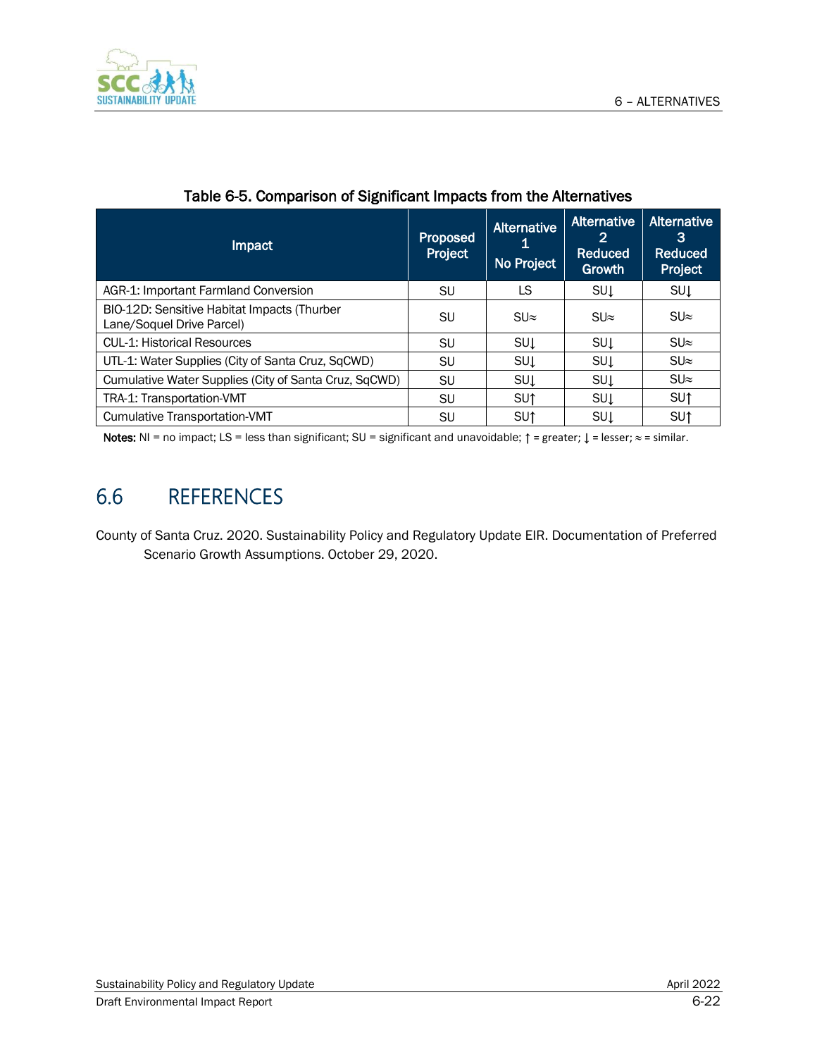**Table 6-5. Comparison of Significant Impacts from the Alternatives**

| Impact | Proposed Project | Alternative 1 No Project | Alternative 2 Reduced Growth | Alternative 3 Reduced Project |
|---|---|---|---|---|
| AGR-1: Important Farmland Conversion | SU | LS | SU↓ | SU↓ |
| BIO-12D: Sensitive Habitat Impacts (Thurber Lane/Soquel Drive Parcel) | SU | SU≈ | SU≈ | SU≈ |
| CUL-1: Historical Resources | SU | SU↓ | SU↓ | SU≈ |
| UTL-1: Water Supplies (City of Santa Cruz, SqCWD) | SU | SU↓ | SU↓ | SU≈ |
| Cumulative Water Supplies (City of Santa Cruz, SqCWD) | SU | SU↓ | SU↓ | SU≈ |
| TRA-1: Transportation-VMT | SU | SU↑ | SU↓ | SU↑ |
| Cumulative Transportation-VMT | SU | SU↑ | SU↓ | SU↑ |

**Notes:** NI = no impact; LS = less than significant; SU = significant and unavoidable; ↑ = greater; ↓ = lesser; ≈ = similar.

## 6.6 REFERENCES

County of Santa Cruz. 2020. Sustainability Policy and Regulatory Update EIR. Documentation of Preferred Scenario Growth Assumptions. October 29, 2020.